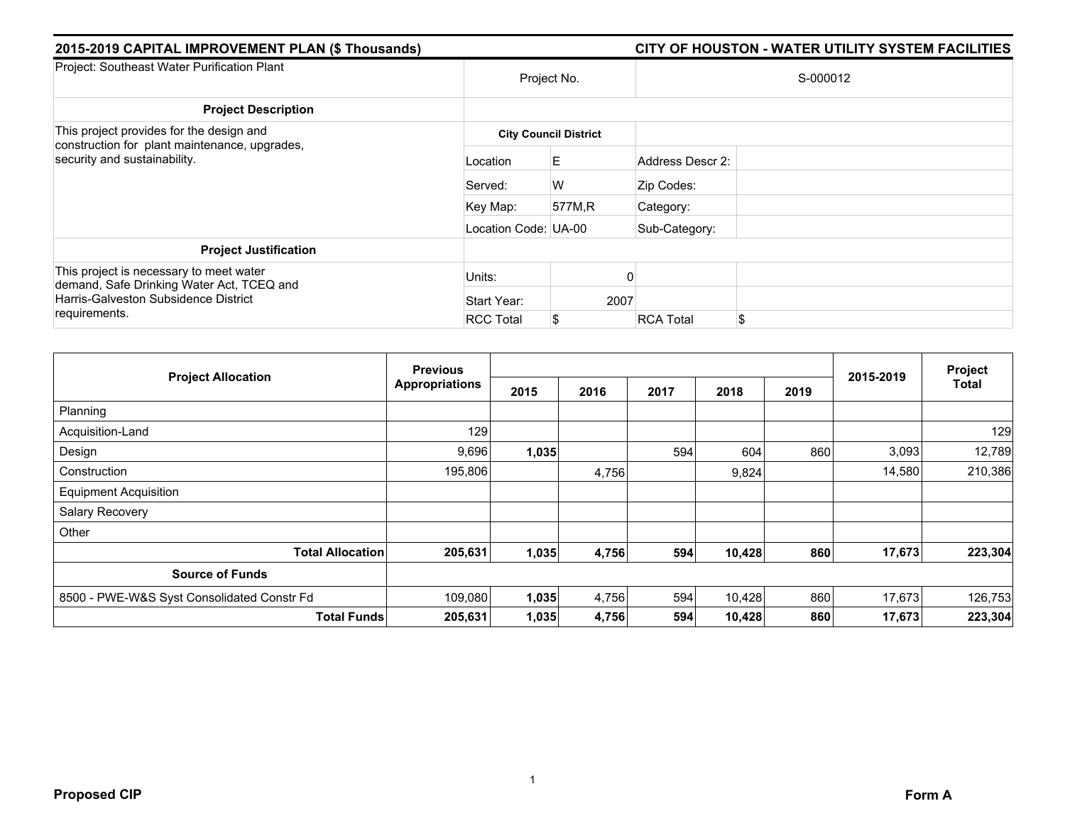## 2015-2019 CAPITAL IMPROVEMENT PLAN ($ Thousands) — CITY OF HOUSTON - WATER UTILITY SYSTEM FACILITIES

| Project: Southeast Water Purification Plant | Project No. | | S-000012 | |
|---|---|---|---|---|
| **Project Description** | | | | |
| This project provides for the design and construction for plant maintenance, upgrades, security and sustainability. | **City Council District** | | | |
| | Location | E | Address Descr 2: | |
| | Served: | W | Zip Codes: | |
| | Key Map: | 577M,R | Category: | |
| | Location Code: | UA-00 | Sub-Category: | |
| **Project Justification** | | | | |
| This project is necessary to meet water demand, Safe Drinking Water Act, TCEQ and Harris-Galveston Subsidence District requirements. | Units: | 0 | | |
| | Start Year: | 2007 | | |
| | RCC Total | $ | RCA Total | $ |

| Project Allocation | Previous Appropriations | 2015 | 2016 | 2017 | 2018 | 2019 | 2015-2019 | Project Total |
|---|---|---|---|---|---|---|---|---|
| Planning | | | | | | | | |
| Acquisition-Land | 129 | | | | | | | 129 |
| Design | 9,696 | **1,035** | | 594 | 604 | 860 | 3,093 | 12,789 |
| Construction | 195,806 | | 4,756 | | 9,824 | | 14,580 | 210,386 |
| Equipment Acquisition | | | | | | | | |
| Salary Recovery | | | | | | | | |
| Other | | | | | | | | |
| **Total Allocation** | **205,631** | **1,035** | **4,756** | **594** | **10,428** | **860** | **17,673** | **223,304** |
| **Source of Funds** | | | | | | | | |
| 8500 - PWE-W&S Syst Consolidated Constr Fd | 109,080 | **1,035** | 4,756 | 594 | 10,428 | 860 | 17,673 | 126,753 |
| **Total Funds** | **205,631** | **1,035** | **4,756** | **594** | **10,428** | **860** | **17,673** | **223,304** |

**Proposed CIP** **Form A**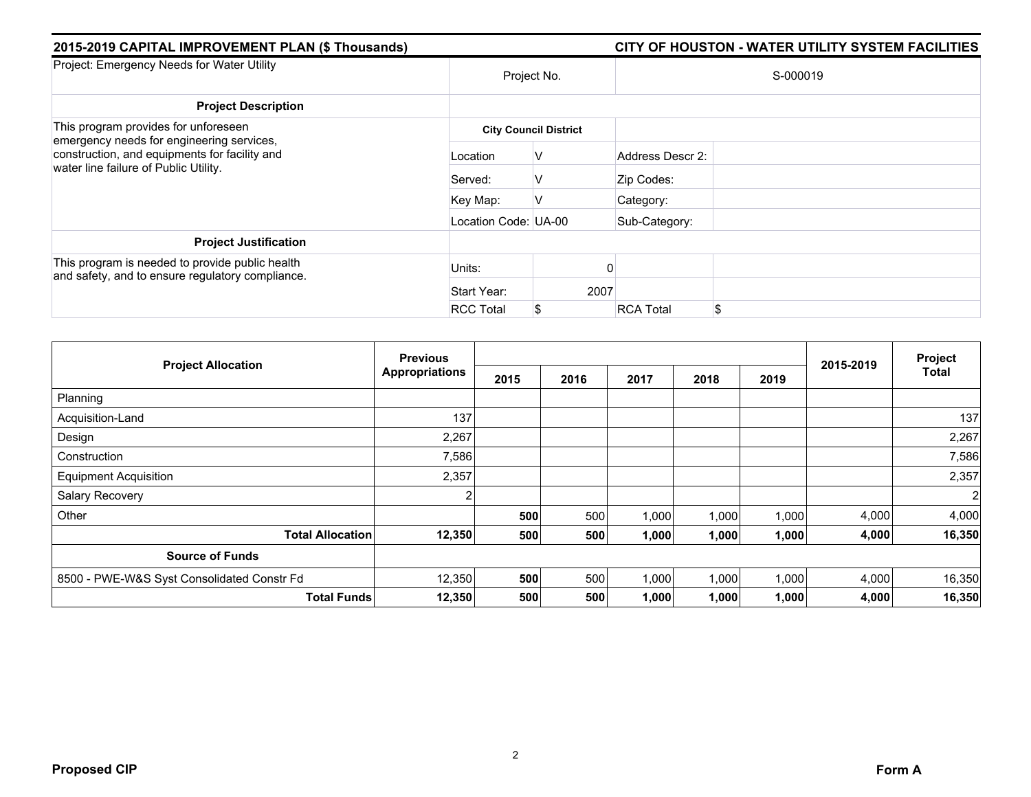## 2015-2019 CAPITAL IMPROVEMENT PLAN ($ Thousands)

## CITY OF HOUSTON - WATER UTILITY SYSTEM FACILITIES

| Project: Emergency Needs for Water Utility | Project No. | | S-000019 | |
|---|---|---|---|---|
| **Project Description** | | | | |
| This program provides for unforeseen emergency needs for engineering services, construction, and equipments for facility and water line failure of Public Utility. | **City Council District** | | | |
| | Location | V | Address Descr 2: | |
| | Served: | V | Zip Codes: | |
| | Key Map: | V | Category: | |
| | Location Code: | UA-00 | Sub-Category: | |
| **Project Justification** | | | | |
| This program is needed to provide public health and safety, and to ensure regulatory compliance. | Units: | 0 | | |
| | Start Year: | 2007 | | |
| | RCC Total | $ | RCA Total | $ |

| Project Allocation | Previous Appropriations | 2015 | 2016 | 2017 | 2018 | 2019 | 2015-2019 | Project Total |
|---|---|---|---|---|---|---|---|---|
| Planning | | | | | | | | |
| Acquisition-Land | 137 | | | | | | | 137 |
| Design | 2,267 | | | | | | | 2,267 |
| Construction | 7,586 | | | | | | | 7,586 |
| Equipment Acquisition | 2,357 | | | | | | | 2,357 |
| Salary Recovery | 2 | | | | | | | 2 |
| Other | | **500** | 500 | 1,000 | 1,000 | 1,000 | 4,000 | 4,000 |
| **Total Allocation** | **12,350** | **500** | **500** | **1,000** | **1,000** | **1,000** | **4,000** | **16,350** |
| **Source of Funds** | | | | | | | | |
| 8500 - PWE-W&S Syst Consolidated Constr Fd | 12,350 | **500** | 500 | 1,000 | 1,000 | 1,000 | 4,000 | 16,350 |
| **Total Funds** | **12,350** | **500** | **500** | **1,000** | **1,000** | **1,000** | **4,000** | **16,350** |

**Proposed CIP** **Form A**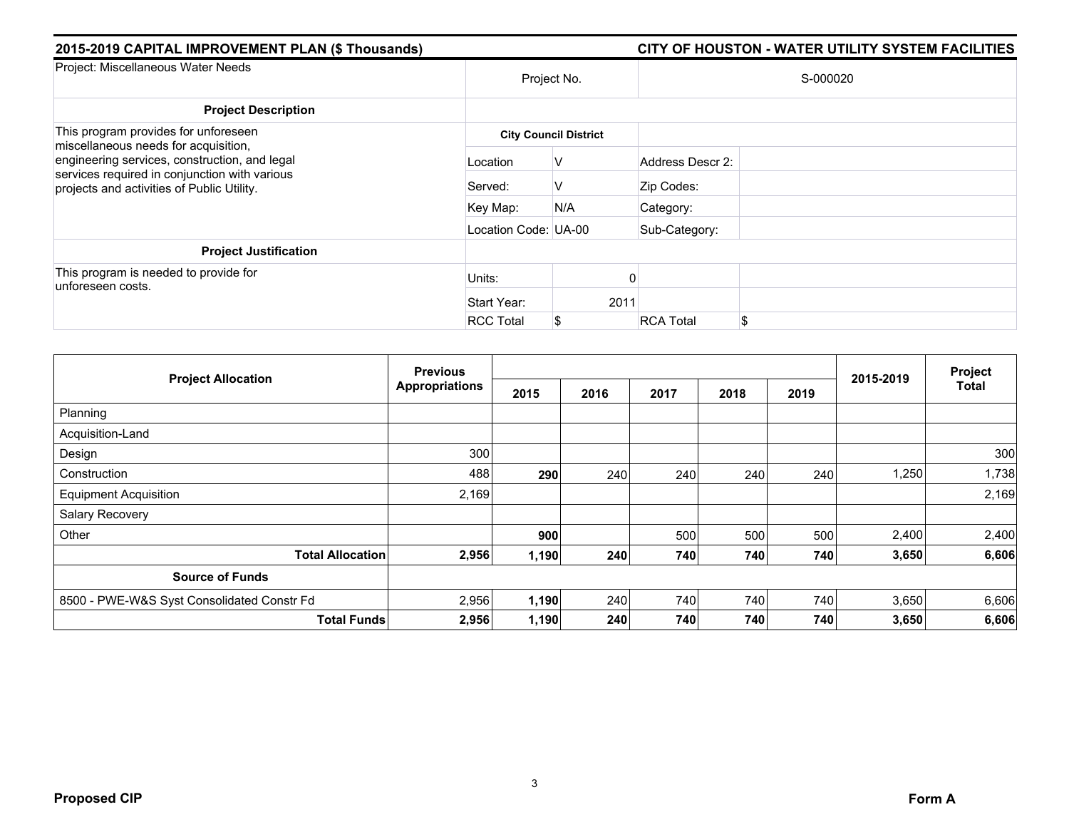**2015-2019 CAPITAL IMPROVEMENT PLAN ($ Thousands)** **CITY OF HOUSTON - WATER UTILITY SYSTEM FACILITIES**

| Project: Miscellaneous Water Needs | Project No. | | S-000020 | |
|---|---|---|---|---|
| **Project Description** | | | | |
| This program provides for unforeseen miscellaneous needs for acquisition, engineering services, construction, and legal services required in conjunction with various projects and activities of Public Utility. | **City Council District** | | | |
| | Location | V | Address Descr 2: | |
| | Served: | V | Zip Codes: | |
| | Key Map: | N/A | Category: | |
| | Location Code: | UA-00 | Sub-Category: | |
| **Project Justification** | | | | |
| This program is needed to provide for unforeseen costs. | Units: | 0 | | |
| | Start Year: | 2011 | | |
| | RCC Total | $ | RCA Total | $ |

| Project Allocation | Previous Appropriations | 2015 | 2016 | 2017 | 2018 | 2019 | 2015-2019 | Project Total |
|---|---|---|---|---|---|---|---|---|
| Planning | | | | | | | | |
| Acquisition-Land | | | | | | | | |
| Design | 300 | | | | | | | 300 |
| Construction | 488 | **290** | 240 | 240 | 240 | 240 | 1,250 | 1,738 |
| Equipment Acquisition | 2,169 | | | | | | | 2,169 |
| Salary Recovery | | | | | | | | |
| Other | | **900** | | 500 | 500 | 500 | 2,400 | 2,400 |
| **Total Allocation** | **2,956** | **1,190** | **240** | **740** | **740** | **740** | **3,650** | **6,606** |
| **Source of Funds** | | | | | | | | |
| 8500 - PWE-W&S Syst Consolidated Constr Fd | 2,956 | **1,190** | 240 | 740 | 740 | 740 | 3,650 | 6,606 |
| **Total Funds** | **2,956** | **1,190** | **240** | **740** | **740** | **740** | **3,650** | **6,606** |

**Proposed CIP** **Form A**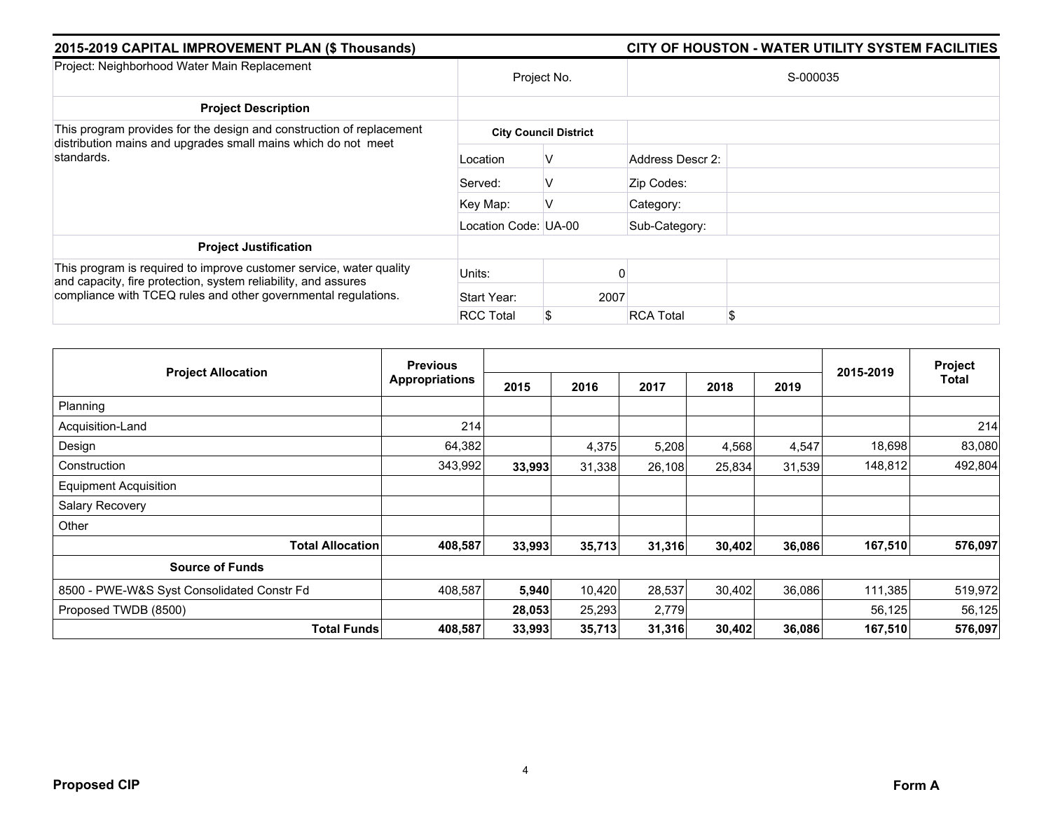## 2015-2019 CAPITAL IMPROVEMENT PLAN ($ Thousands)

## CITY OF HOUSTON - WATER UTILITY SYSTEM FACILITIES

| Project: Neighborhood Water Main Replacement | Project No. | | S-000035 | |
|---|---|---|---|---|
| **Project Description** | | | | |
| This program provides for the design and construction of replacement distribution mains and upgrades small mains which do not meet standards. | **City Council District** | | | |
| | Location | V | Address Descr 2: | |
| | Served: | V | Zip Codes: | |
| | Key Map: | V | Category: | |
| | Location Code: | UA-00 | Sub-Category: | |
| **Project Justification** | | | | |
| This program is required to improve customer service, water quality and capacity, fire protection, system reliability, and assures compliance with TCEQ rules and other governmental regulations. | Units: | 0 | | |
| | Start Year: | 2007 | | |
| | RCC Total | $ | RCA Total | $ |

| Project Allocation | Previous Appropriations | 2015 | 2016 | 2017 | 2018 | 2019 | 2015-2019 | Project Total |
|---|---|---|---|---|---|---|---|---|
| Planning | | | | | | | | |
| Acquisition-Land | 214 | | | | | | | 214 |
| Design | 64,382 | | 4,375 | 5,208 | 4,568 | 4,547 | 18,698 | 83,080 |
| Construction | 343,992 | **33,993** | 31,338 | 26,108 | 25,834 | 31,539 | 148,812 | 492,804 |
| Equipment Acquisition | | | | | | | | |
| Salary Recovery | | | | | | | | |
| Other | | | | | | | | |
| **Total Allocation** | **408,587** | **33,993** | **35,713** | **31,316** | **30,402** | **36,086** | **167,510** | **576,097** |
| **Source of Funds** | | | | | | | | |
| 8500 - PWE-W&S Syst Consolidated Constr Fd | 408,587 | **5,940** | 10,420 | 28,537 | 30,402 | 36,086 | 111,385 | 519,972 |
| Proposed TWDB (8500) | | **28,053** | 25,293 | 2,779 | | | 56,125 | 56,125 |
| **Total Funds** | **408,587** | **33,993** | **35,713** | **31,316** | **30,402** | **36,086** | **167,510** | **576,097** |

**Proposed CIP** **Form A**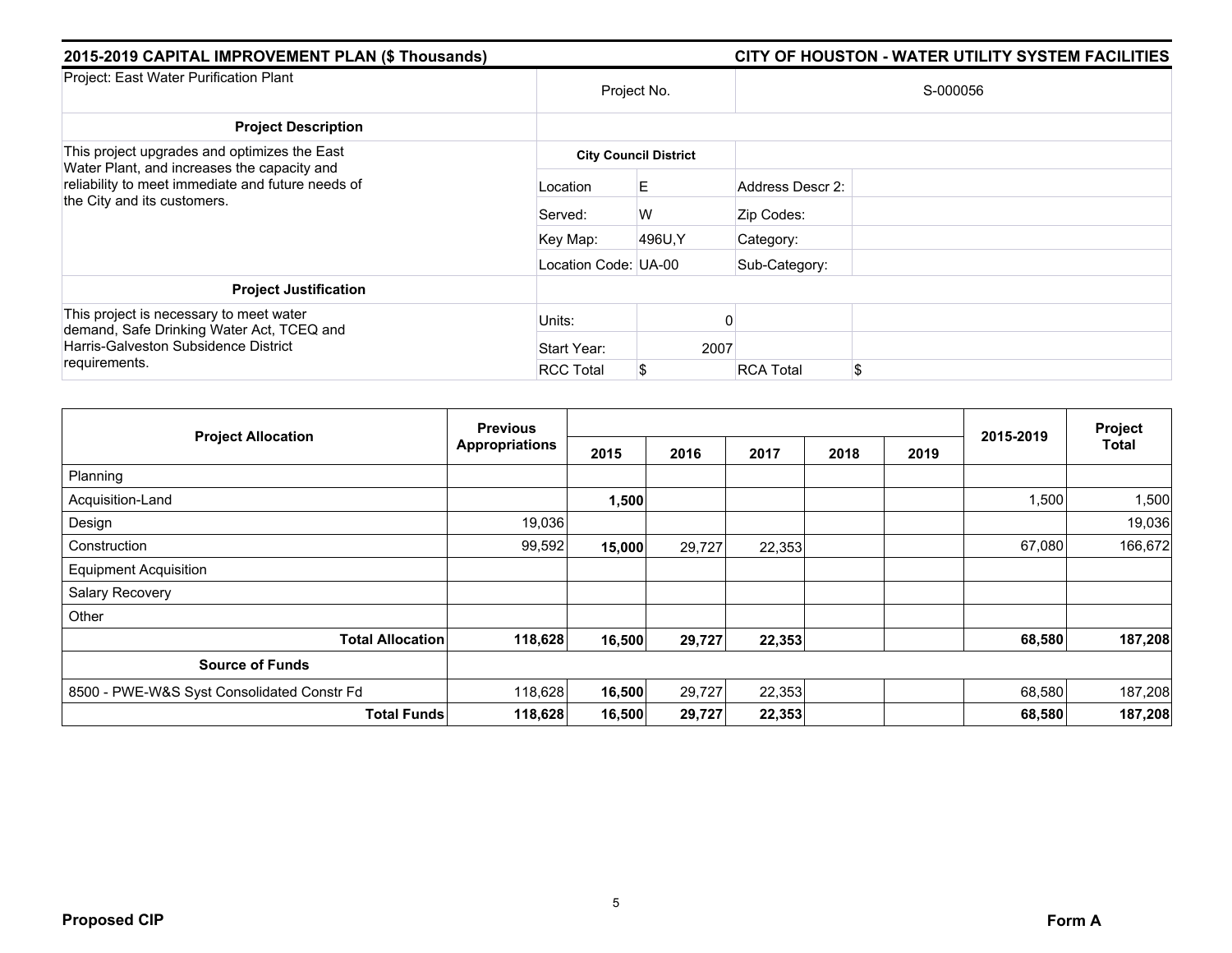**2015-2019 CAPITAL IMPROVEMENT PLAN ($ Thousands)** | **CITY OF HOUSTON - WATER UTILITY SYSTEM FACILITIES**

| Project: East Water Purification Plant | Project No. | | S-000056 | |
|---|---|---|---|---|
| **Project Description** | | | | |
| This project upgrades and optimizes the East Water Plant, and increases the capacity and reliability to meet immediate and future needs of the City and its customers. | **City Council District** | | | |
| | Location | E | Address Descr 2: | |
| | Served: | W | Zip Codes: | |
| | Key Map: | 496U,Y | Category: | |
| | Location Code: | UA-00 | Sub-Category: | |
| **Project Justification** | | | | |
| This project is necessary to meet water demand, Safe Drinking Water Act, TCEQ and Harris-Galveston Subsidence District requirements. | Units: | 0 | | |
| | Start Year: | 2007 | | |
| | RCC Total | $ | RCA Total | $ |

| Project Allocation | Previous Appropriations | 2015 | 2016 | 2017 | 2018 | 2019 | 2015-2019 | Project Total |
|---|---|---|---|---|---|---|---|---|
| Planning | | | | | | | | |
| Acquisition-Land | | **1,500** | | | | | 1,500 | 1,500 |
| Design | 19,036 | | | | | | | 19,036 |
| Construction | 99,592 | **15,000** | 29,727 | 22,353 | | | 67,080 | 166,672 |
| Equipment Acquisition | | | | | | | | |
| Salary Recovery | | | | | | | | |
| Other | | | | | | | | |
| **Total Allocation** | **118,628** | **16,500** | **29,727** | **22,353** | | | **68,580** | **187,208** |
| **Source of Funds** | | | | | | | | |
| 8500 - PWE-W&S Syst Consolidated Constr Fd | 118,628 | **16,500** | 29,727 | 22,353 | | | 68,580 | 187,208 |
| **Total Funds** | **118,628** | **16,500** | **29,727** | **22,353** | | | **68,580** | **187,208** |

**Proposed CIP** | **Form A**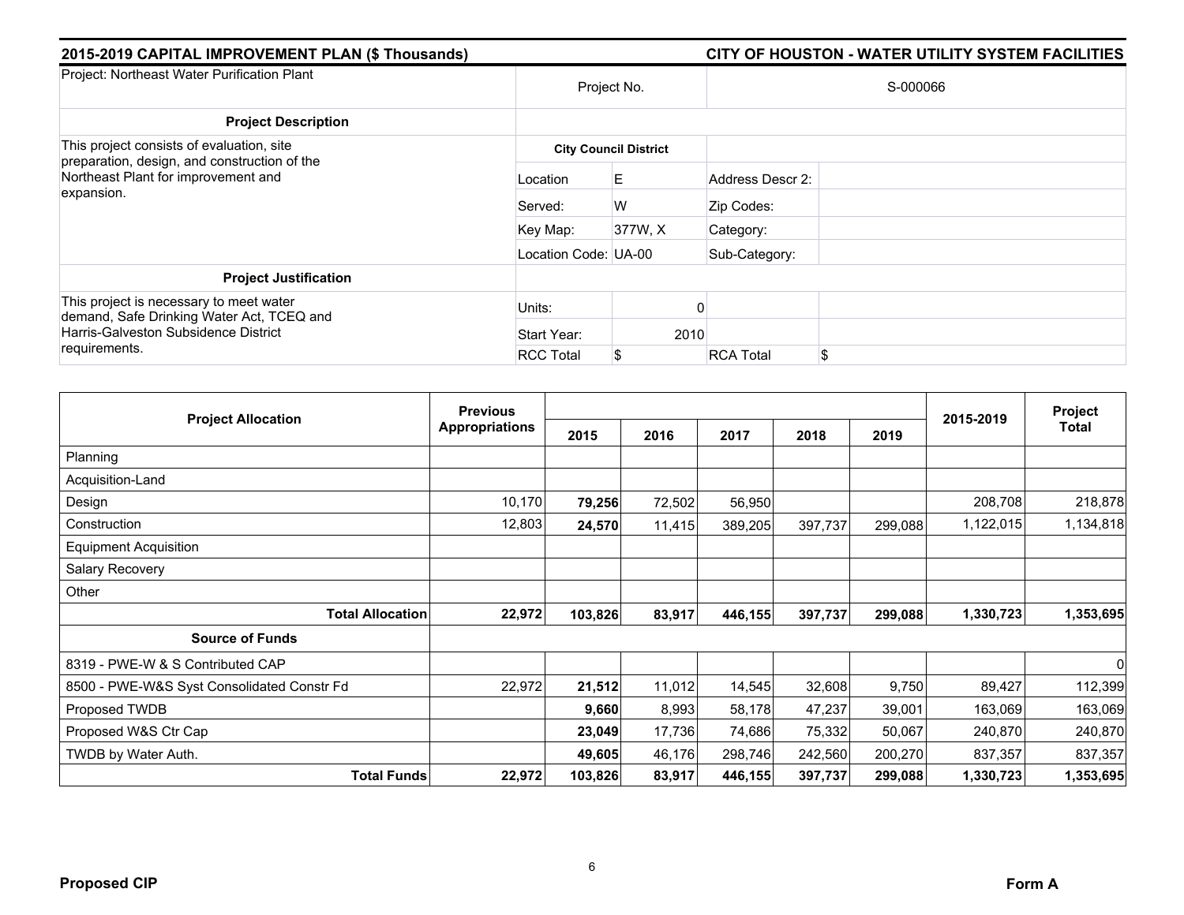## 2015-2019 CAPITAL IMPROVEMENT PLAN ($ Thousands)

## CITY OF HOUSTON - WATER UTILITY SYSTEM FACILITIES

| Project: Northeast Water Purification Plant | Project No. | | S-000066 | |
|---|---|---|---|---|
| **Project Description** | | | | |
| This project consists of evaluation, site preparation, design, and construction of the Northeast Plant for improvement and expansion. | **City Council District** | | | |
| | Location | E | Address Descr 2: | |
| | Served: | W | Zip Codes: | |
| | Key Map: | 377W, X | Category: | |
| | Location Code: UA-00 | | Sub-Category: | |
| **Project Justification** | | | | |
| This project is necessary to meet water demand, Safe Drinking Water Act, TCEQ and Harris-Galveston Subsidence District requirements. | Units: | 0 | | |
| | Start Year: | 2010 | | |
| | RCC Total | $ | RCA Total | $ |

| Project Allocation | Previous Appropriations | 2015 | 2016 | 2017 | 2018 | 2019 | 2015-2019 | Project Total |
|---|---|---|---|---|---|---|---|---|
| Planning | | | | | | | | |
| Acquisition-Land | | | | | | | | |
| Design | 10,170 | **79,256** | 72,502 | 56,950 | | | 208,708 | 218,878 |
| Construction | 12,803 | **24,570** | 11,415 | 389,205 | 397,737 | 299,088 | 1,122,015 | 1,134,818 |
| Equipment Acquisition | | | | | | | | |
| Salary Recovery | | | | | | | | |
| Other | | | | | | | | |
| **Total Allocation** | **22,972** | **103,826** | **83,917** | **446,155** | **397,737** | **299,088** | **1,330,723** | **1,353,695** |
| **Source of Funds** | | | | | | | | |
| 8319 - PWE-W & S Contributed CAP | | | | | | | | 0 |
| 8500 - PWE-W&S Syst Consolidated Constr Fd | 22,972 | **21,512** | 11,012 | 14,545 | 32,608 | 9,750 | 89,427 | 112,399 |
| Proposed TWDB | | **9,660** | 8,993 | 58,178 | 47,237 | 39,001 | 163,069 | 163,069 |
| Proposed W&S Ctr Cap | | **23,049** | 17,736 | 74,686 | 75,332 | 50,067 | 240,870 | 240,870 |
| TWDB by Water Auth. | | **49,605** | 46,176 | 298,746 | 242,560 | 200,270 | 837,357 | 837,357 |
| **Total Funds** | **22,972** | **103,826** | **83,917** | **446,155** | **397,737** | **299,088** | **1,330,723** | **1,353,695** |

**Proposed CIP** **Form A**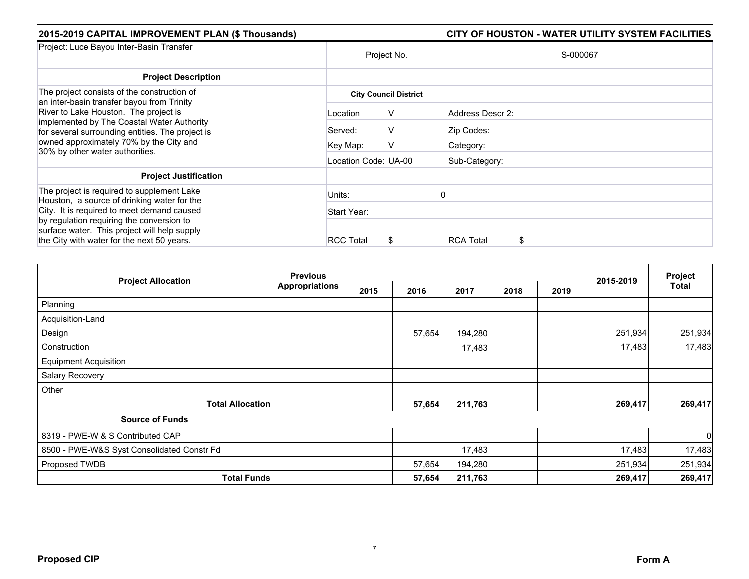**2015-2019 CAPITAL IMPROVEMENT PLAN ($ Thousands)** | **CITY OF HOUSTON - WATER UTILITY SYSTEM FACILITIES**

| Project: Luce Bayou Inter-Basin Transfer | Project No. | | S-000067 | |
|---|---|---|---|---|
| **Project Description** | | | | |
| The project consists of the construction of an inter-basin transfer bayou from Trinity River to Lake Houston. The project is implemented by The Coastal Water Authority for several surrounding entities. The project is owned approximately 70% by the City and 30% by other water authorities. | **City Council District** | | | |
| | Location | V | Address Descr 2: | |
| | Served: | V | Zip Codes: | |
| | Key Map: | V | Category: | |
| | Location Code: | UA-00 | Sub-Category: | |
| **Project Justification** | | | | |
| The project is required to supplement Lake Houston, a source of drinking water for the City. It is required to meet demand caused by regulation requiring the conversion to surface water. This project will help supply the City with water for the next 50 years. | Units: | 0 | | |
| | Start Year: | | | |
| | RCC Total | $ | RCA Total | $ |

| Project Allocation | Previous Appropriations | 2015 | 2016 | 2017 | 2018 | 2019 | 2015-2019 | Project Total |
|---|---|---|---|---|---|---|---|---|
| Planning | | | | | | | | |
| Acquisition-Land | | | | | | | | |
| Design | | | 57,654 | 194,280 | | | 251,934 | 251,934 |
| Construction | | | | 17,483 | | | 17,483 | 17,483 |
| Equipment Acquisition | | | | | | | | |
| Salary Recovery | | | | | | | | |
| Other | | | | | | | | |
| **Total Allocation** | | | **57,654** | **211,763** | | | **269,417** | **269,417** |
| **Source of Funds** | | | | | | | | |
| 8319 - PWE-W & S Contributed CAP | | | | | | | | 0 |
| 8500 - PWE-W&S Syst Consolidated Constr Fd | | | | 17,483 | | | 17,483 | 17,483 |
| Proposed TWDB | | | 57,654 | 194,280 | | | 251,934 | 251,934 |
| **Total Funds** | | | **57,654** | **211,763** | | | **269,417** | **269,417** |

**Proposed CIP** | **Form A**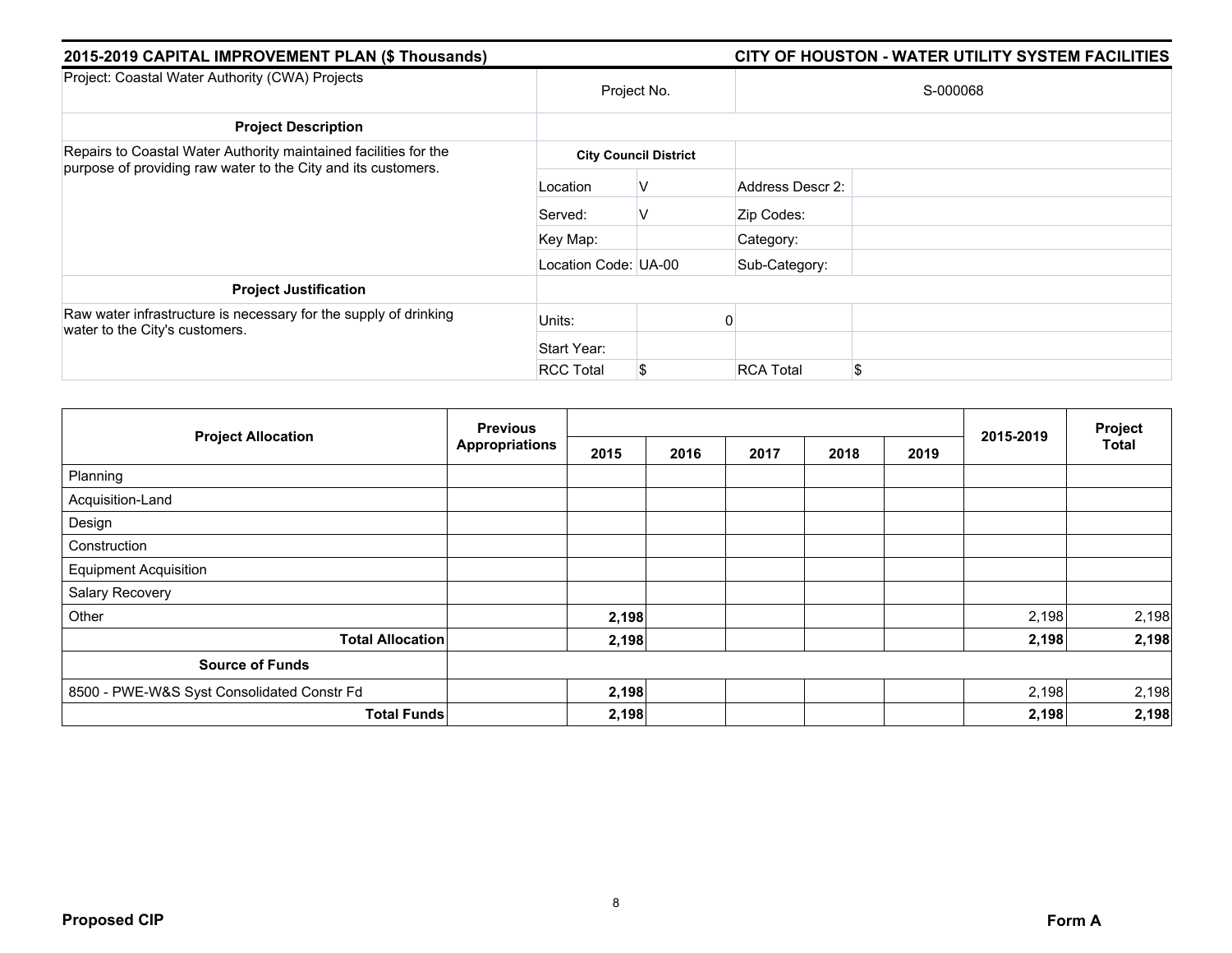## 2015-2019 CAPITAL IMPROVEMENT PLAN ($ Thousands) — CITY OF HOUSTON - WATER UTILITY SYSTEM FACILITIES

| Project: Coastal Water Authority (CWA) Projects | Project No. | | S-000068 | |
|---|---|---|---|---|
| **Project Description** | | | | |
| Repairs to Coastal Water Authority maintained facilities for the purpose of providing raw water to the City and its customers. | **City Council District** | | | |
| | Location | V | Address Descr 2: | |
| | Served: | V | Zip Codes: | |
| | Key Map: | | Category: | |
| | Location Code: | UA-00 | Sub-Category: | |
| **Project Justification** | | | | |
| Raw water infrastructure is necessary for the supply of drinking water to the City's customers. | Units: | 0 | | |
| | Start Year: | | | |
| | RCC Total | $ | RCA Total | $ |

| Project Allocation | Previous Appropriations | 2015 | 2016 | 2017 | 2018 | 2019 | 2015-2019 | Project Total |
|---|---|---|---|---|---|---|---|---|
| Planning | | | | | | | | |
| Acquisition-Land | | | | | | | | |
| Design | | | | | | | | |
| Construction | | | | | | | | |
| Equipment Acquisition | | | | | | | | |
| Salary Recovery | | | | | | | | |
| Other | | **2,198** | | | | | 2,198 | 2,198 |
| **Total Allocation** | | **2,198** | | | | | **2,198** | **2,198** |
| **Source of Funds** | | | | | | | | |
| 8500 - PWE-W&S Syst Consolidated Constr Fd | | **2,198** | | | | | 2,198 | 2,198 |
| **Total Funds** | | **2,198** | | | | | **2,198** | **2,198** |

**Proposed CIP** **Form A**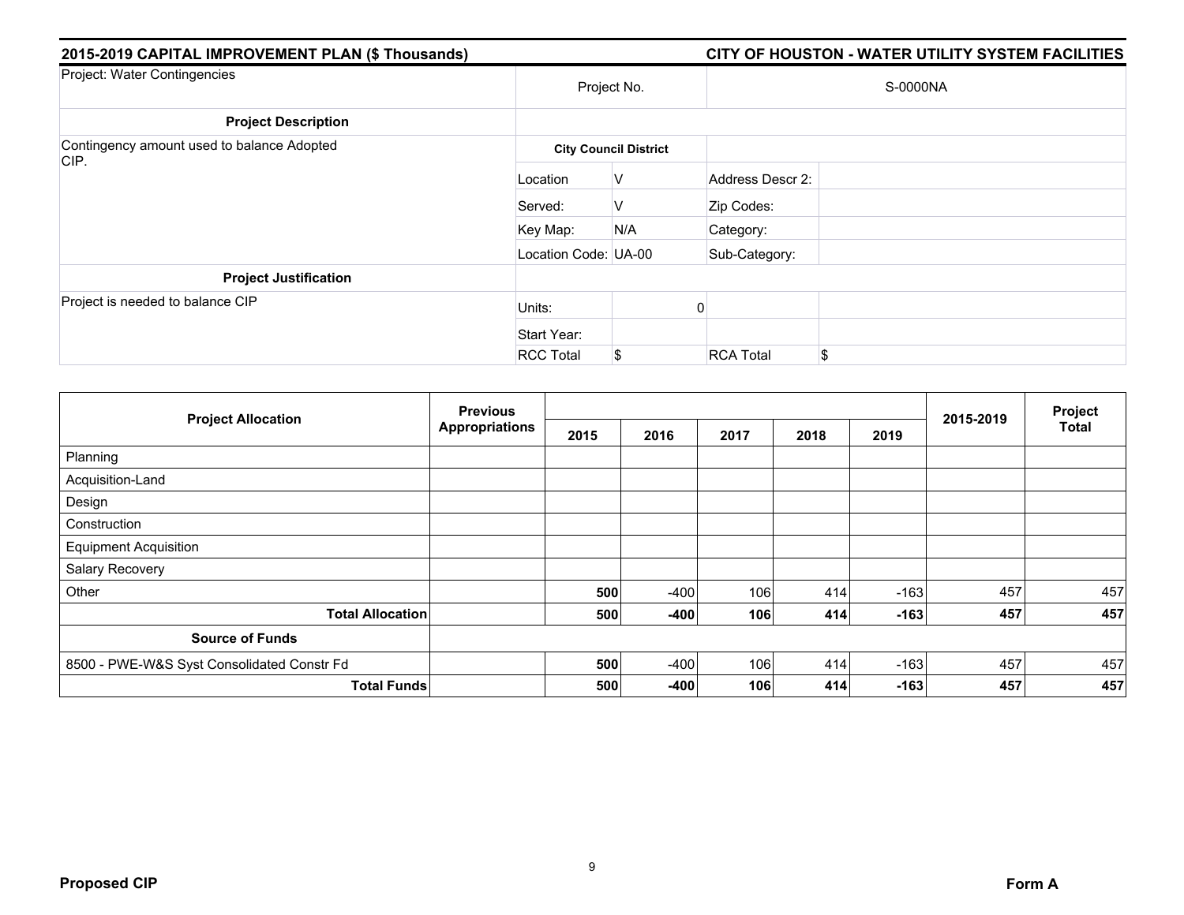## 2015-2019 CAPITAL IMPROVEMENT PLAN ($ Thousands) — CITY OF HOUSTON - WATER UTILITY SYSTEM FACILITIES

| Project: Water Contingencies | Project No. | | S-0000NA | |
|---|---|---|---|---|
| **Project Description** | | | | |
| Contingency amount used to balance Adopted CIP. | **City Council District** | | | |
| | Location | V | Address Descr 2: | |
| | Served: | V | Zip Codes: | |
| | Key Map: | N/A | Category: | |
| | Location Code: | UA-00 | Sub-Category: | |
| **Project Justification** | | | | |
| Project is needed to balance CIP | Units: | 0 | | |
| | Start Year: | | | |
| | RCC Total | $ | RCA Total | $ |

| Project Allocation | Previous Appropriations | 2015 | 2016 | 2017 | 2018 | 2019 | 2015-2019 | Project Total |
|---|---|---|---|---|---|---|---|---|
| Planning | | | | | | | | |
| Acquisition-Land | | | | | | | | |
| Design | | | | | | | | |
| Construction | | | | | | | | |
| Equipment Acquisition | | | | | | | | |
| Salary Recovery | | | | | | | | |
| Other | | **500** | -400 | 106 | 414 | -163 | 457 | 457 |
| **Total Allocation** | | **500** | **-400** | **106** | **414** | **-163** | **457** | **457** |
| **Source of Funds** | | | | | | | | |
| 8500 - PWE-W&S Syst Consolidated Constr Fd | | **500** | -400 | 106 | 414 | -163 | 457 | 457 |
| **Total Funds** | | **500** | **-400** | **106** | **414** | **-163** | **457** | **457** |

**Proposed CIP** **Form A**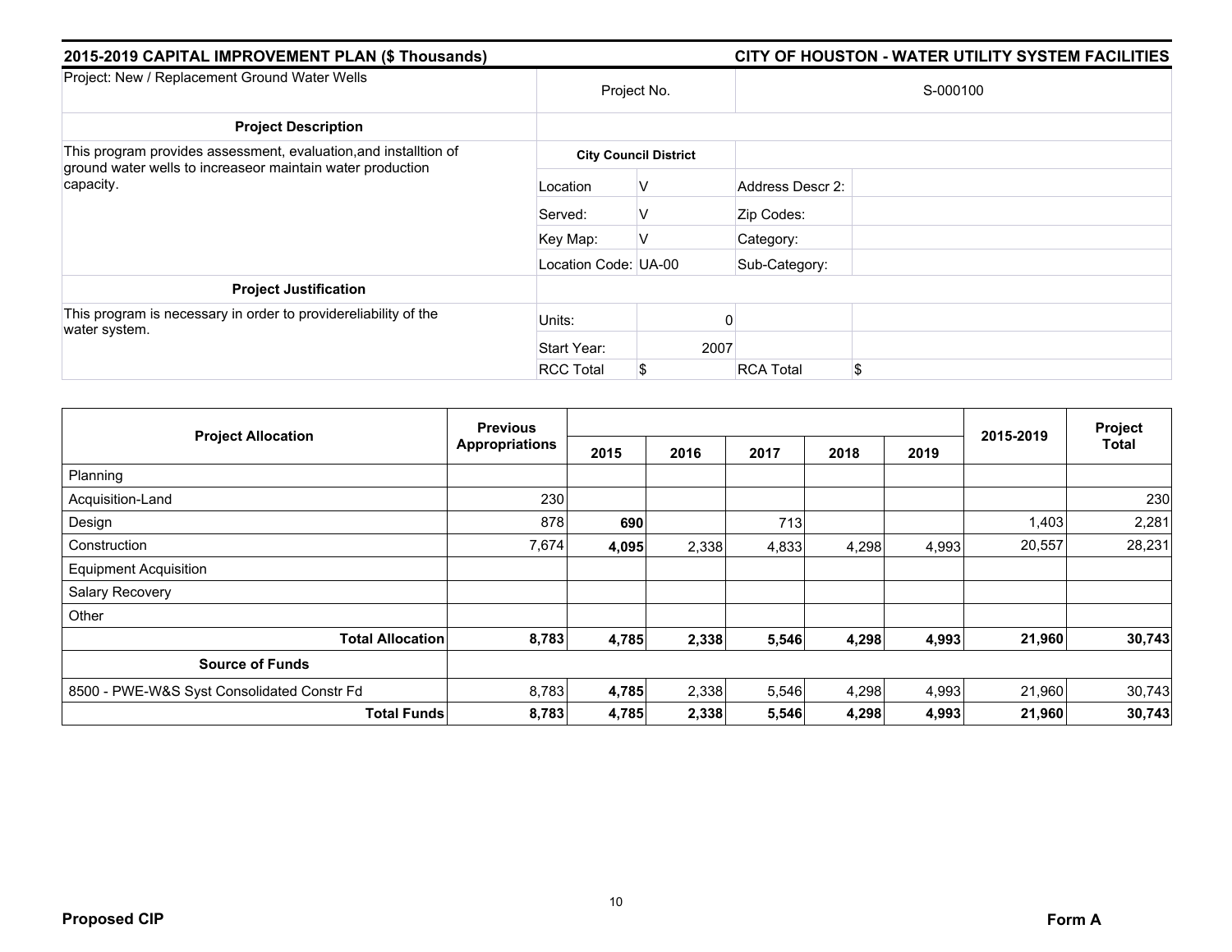## 2015-2019 CAPITAL IMPROVEMENT PLAN ($ Thousands)

## CITY OF HOUSTON - WATER UTILITY SYSTEM FACILITIES

| Project: New / Replacement Ground Water Wells | Project No. | | S-000100 | |
|---|---|---|---|---|
| **Project Description** | | | | |
| This program provides assessment, evaluation,and installtion of ground water wells to increaseor maintain water production capacity. | **City Council District** | | | |
| | Location | V | Address Descr 2: | |
| | Served: | V | Zip Codes: | |
| | Key Map: | V | Category: | |
| | Location Code: | UA-00 | Sub-Category: | |
| **Project Justification** | | | | |
| This program is necessary in order to providereliability of the water system. | Units: | 0 | | |
| | Start Year: | 2007 | | |
| | RCC Total | $ | RCA Total | $ |

| Project Allocation | Previous Appropriations | 2015 | 2016 | 2017 | 2018 | 2019 | 2015-2019 | Project Total |
|---|---|---|---|---|---|---|---|---|
| Planning | | | | | | | | |
| Acquisition-Land | 230 | | | | | | | 230 |
| Design | 878 | **690** | | 713 | | | 1,403 | 2,281 |
| Construction | 7,674 | **4,095** | 2,338 | 4,833 | 4,298 | 4,993 | 20,557 | 28,231 |
| Equipment Acquisition | | | | | | | | |
| Salary Recovery | | | | | | | | |
| Other | | | | | | | | |
| **Total Allocation** | **8,783** | **4,785** | **2,338** | **5,546** | **4,298** | **4,993** | **21,960** | **30,743** |
| **Source of Funds** | | | | | | | | |
| 8500 - PWE-W&S Syst Consolidated Constr Fd | 8,783 | **4,785** | 2,338 | 5,546 | 4,298 | 4,993 | 21,960 | 30,743 |
| **Total Funds** | **8,783** | **4,785** | **2,338** | **5,546** | **4,298** | **4,993** | **21,960** | **30,743** |

**Proposed CIP** **Form A**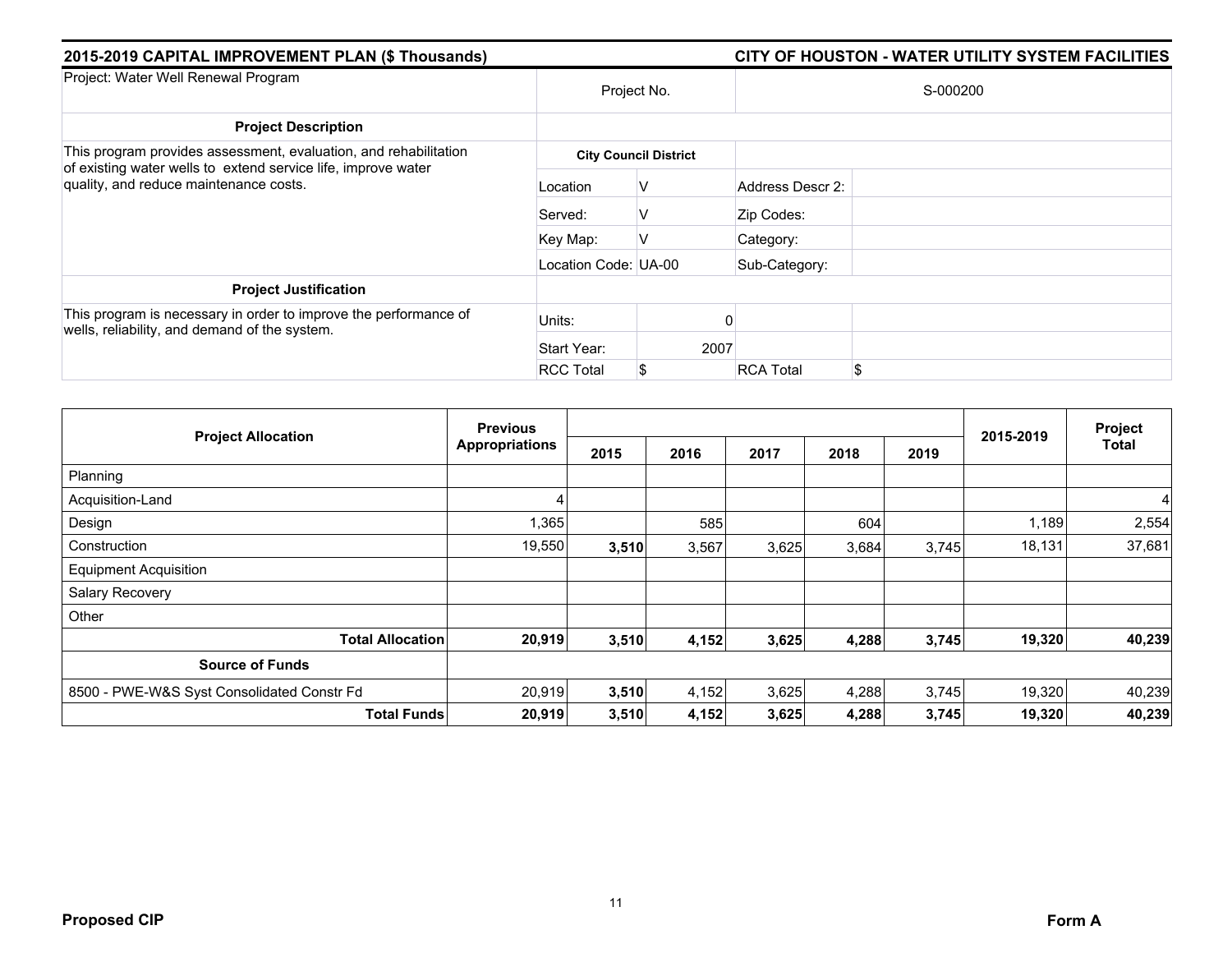## 2015-2019 CAPITAL IMPROVEMENT PLAN ($ Thousands)

## CITY OF HOUSTON - WATER UTILITY SYSTEM FACILITIES

| Project: Water Well Renewal Program | Project No. | | S-000200 | |
|---|---|---|---|---|
| **Project Description** | | | | |
| This program provides assessment, evaluation, and rehabilitation of existing water wells to extend service life, improve water quality, and reduce maintenance costs. | **City Council District** | | | |
| | Location | V | Address Descr 2: | |
| | Served: | V | Zip Codes: | |
| | Key Map: | V | Category: | |
| | Location Code: | UA-00 | Sub-Category: | |
| **Project Justification** | | | | |
| This program is necessary in order to improve the performance of wells, reliability, and demand of the system. | Units: | 0 | | |
| | Start Year: | 2007 | | |
| | RCC Total | $ | RCA Total | $ |

| Project Allocation | Previous Appropriations | 2015 | 2016 | 2017 | 2018 | 2019 | 2015-2019 | Project Total |
|---|---|---|---|---|---|---|---|---|
| Planning | | | | | | | | |
| Acquisition-Land | 4 | | | | | | | 4 |
| Design | 1,365 | | 585 | | 604 | | 1,189 | 2,554 |
| Construction | 19,550 | **3,510** | 3,567 | 3,625 | 3,684 | 3,745 | 18,131 | 37,681 |
| Equipment Acquisition | | | | | | | | |
| Salary Recovery | | | | | | | | |
| Other | | | | | | | | |
| **Total Allocation** | **20,919** | **3,510** | **4,152** | **3,625** | **4,288** | **3,745** | **19,320** | **40,239** |
| **Source of Funds** | | | | | | | | |
| 8500 - PWE-W&S Syst Consolidated Constr Fd | 20,919 | **3,510** | 4,152 | 3,625 | 4,288 | 3,745 | 19,320 | 40,239 |
| **Total Funds** | **20,919** | **3,510** | **4,152** | **3,625** | **4,288** | **3,745** | **19,320** | **40,239** |

**Proposed CIP** **Form A**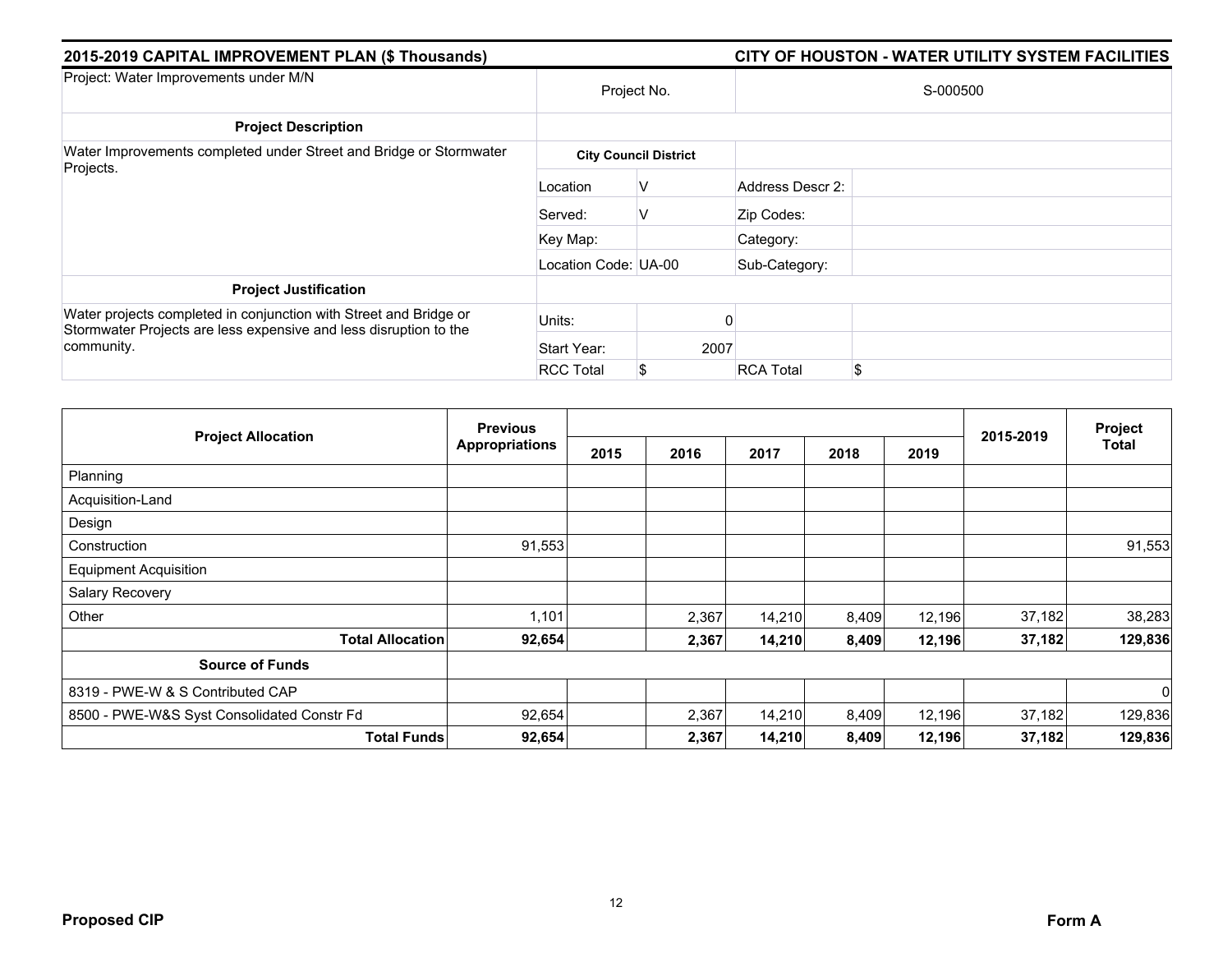## 2015-2019 CAPITAL IMPROVEMENT PLAN ($ Thousands) — CITY OF HOUSTON - WATER UTILITY SYSTEM FACILITIES

| Project: Water Improvements under M/N | Project No. | | S-000500 | |
|---|---|---|---|---|
| **Project Description** | | | | |
| Water Improvements completed under Street and Bridge or Stormwater Projects. | **City Council District** | | | |
| | Location | V | Address Descr 2: | |
| | Served: | V | Zip Codes: | |
| | Key Map: | | Category: | |
| | Location Code: | UA-00 | Sub-Category: | |
| **Project Justification** | | | | |
| Water projects completed in conjunction with Street and Bridge or Stormwater Projects are less expensive and less disruption to the community. | Units: | 0 | | |
| | Start Year: | 2007 | | |
| | RCC Total | $ | RCA Total | $ |

| Project Allocation | Previous Appropriations | 2015 | 2016 | 2017 | 2018 | 2019 | 2015-2019 | Project Total |
|---|---|---|---|---|---|---|---|---|
| Planning | | | | | | | | |
| Acquisition-Land | | | | | | | | |
| Design | | | | | | | | |
| Construction | 91,553 | | | | | | | 91,553 |
| Equipment Acquisition | | | | | | | | |
| Salary Recovery | | | | | | | | |
| Other | 1,101 | | 2,367 | 14,210 | 8,409 | 12,196 | 37,182 | 38,283 |
| **Total Allocation** | **92,654** | | **2,367** | **14,210** | **8,409** | **12,196** | **37,182** | **129,836** |
| **Source of Funds** | | | | | | | | |
| 8319 - PWE-W & S Contributed CAP | | | | | | | | 0 |
| 8500 - PWE-W&S Syst Consolidated Constr Fd | 92,654 | | 2,367 | 14,210 | 8,409 | 12,196 | 37,182 | 129,836 |
| **Total Funds** | **92,654** | | **2,367** | **14,210** | **8,409** | **12,196** | **37,182** | **129,836** |

**Proposed CIP** — **Form A**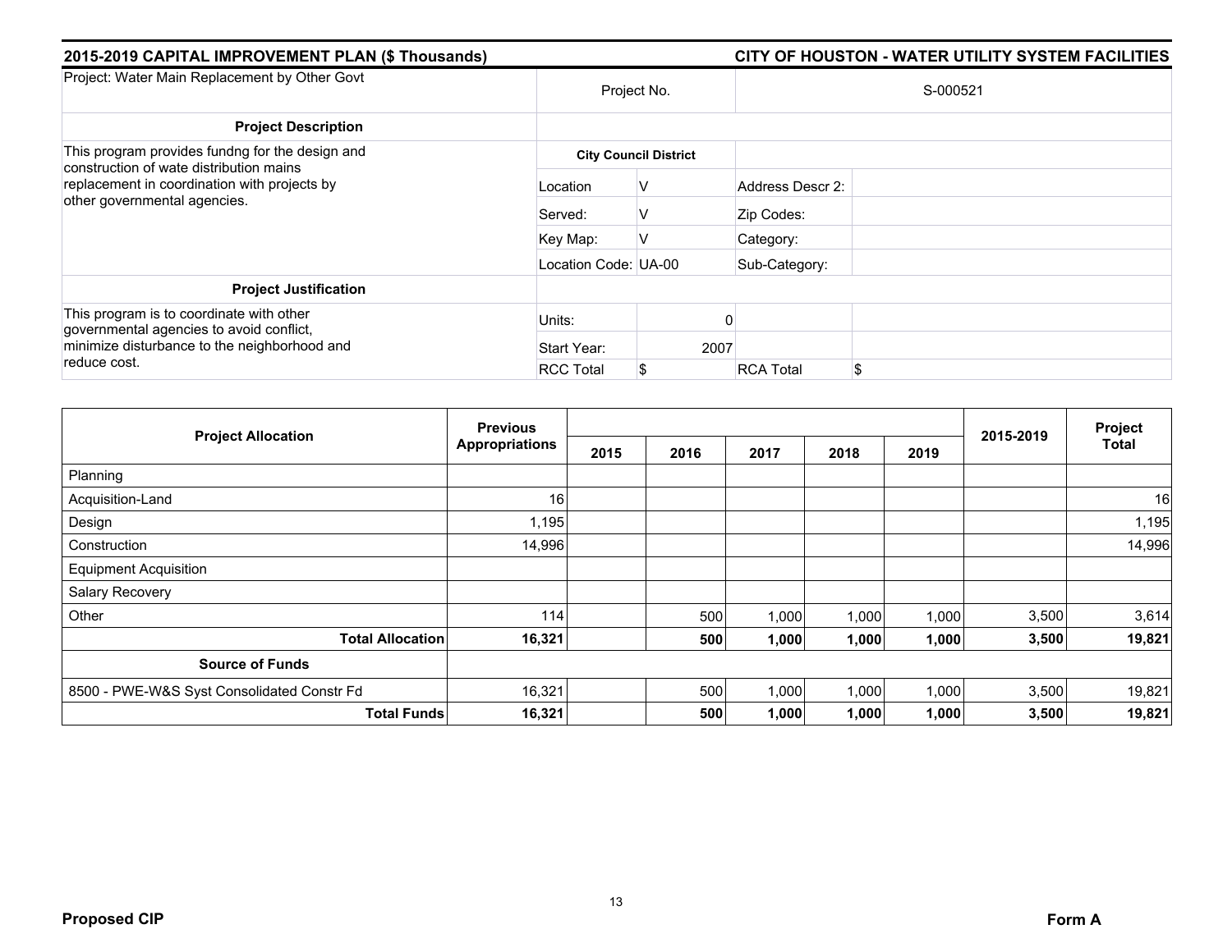## 2015-2019 CAPITAL IMPROVEMENT PLAN ($ Thousands)

## CITY OF HOUSTON - WATER UTILITY SYSTEM FACILITIES

| Project: Water Main Replacement by Other Govt | Project No. | | S-000521 | |
|---|---|---|---|---|
| **Project Description** | | | | |
| This program provides fundng for the design and construction of wate distribution mains replacement in coordination with projects by other governmental agencies. | **City Council District** | | | |
| | Location | V | Address Descr 2: | |
| | Served: | V | Zip Codes: | |
| | Key Map: | V | Category: | |
| | Location Code: | UA-00 | Sub-Category: | |
| **Project Justification** | | | | |
| This program is to coordinate with other governmental agencies to avoid conflict, minimize disturbance to the neighborhood and reduce cost. | Units: | 0 | | |
| | Start Year: | 2007 | | |
| | RCC Total | $ | RCA Total | $ |

| Project Allocation | Previous Appropriations | 2015 | 2016 | 2017 | 2018 | 2019 | 2015-2019 | Project Total |
|---|---|---|---|---|---|---|---|---|
| Planning | | | | | | | | |
| Acquisition-Land | 16 | | | | | | | 16 |
| Design | 1,195 | | | | | | | 1,195 |
| Construction | 14,996 | | | | | | | 14,996 |
| Equipment Acquisition | | | | | | | | |
| Salary Recovery | | | | | | | | |
| Other | 114 | | 500 | 1,000 | 1,000 | 1,000 | 3,500 | 3,614 |
| **Total Allocation** | **16,321** | | **500** | **1,000** | **1,000** | **1,000** | **3,500** | **19,821** |
| **Source of Funds** | | | | | | | | |
| 8500 - PWE-W&S Syst Consolidated Constr Fd | 16,321 | | 500 | 1,000 | 1,000 | 1,000 | 3,500 | 19,821 |
| **Total Funds** | **16,321** | | **500** | **1,000** | **1,000** | **1,000** | **3,500** | **19,821** |

**Proposed CIP** | **Form A**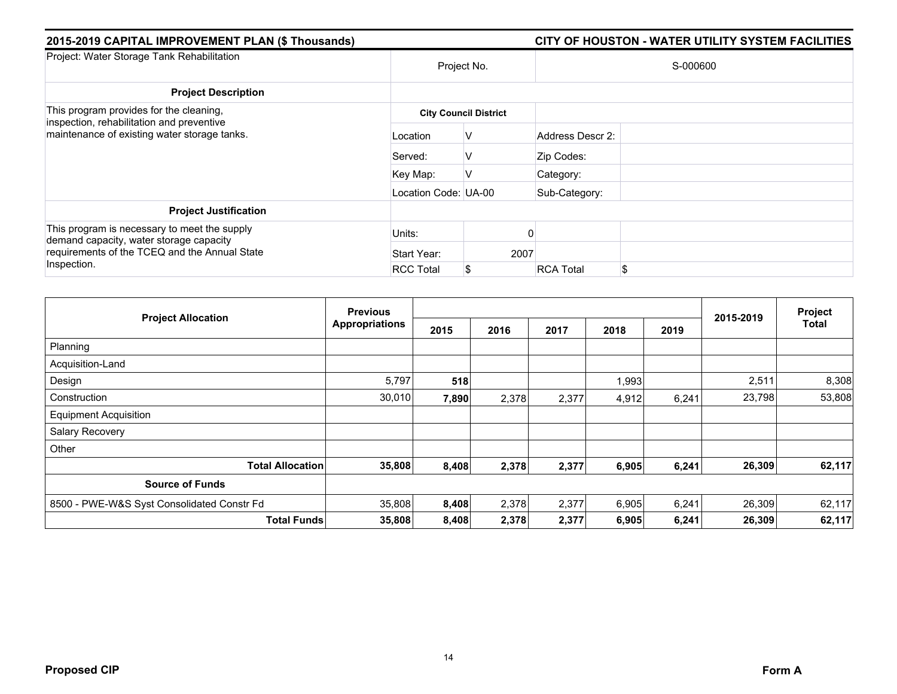**2015-2019 CAPITAL IMPROVEMENT PLAN ($ Thousands)** | **CITY OF HOUSTON - WATER UTILITY SYSTEM FACILITIES**

| Project: Water Storage Tank Rehabilitation | Project No. | | S-000600 | |
|---|---|---|---|---|
| **Project Description** | | | | |
| This program provides for the cleaning, inspection, rehabilitation and preventive maintenance of existing water storage tanks. | **City Council District** | | | |
| | Location | V | Address Descr 2: | |
| | Served: | V | Zip Codes: | |
| | Key Map: | V | Category: | |
| | Location Code: | UA-00 | Sub-Category: | |
| **Project Justification** | | | | |
| This program is necessary to meet the supply demand capacity, water storage capacity requirements of the TCEQ and the Annual State Inspection. | Units: | 0 | | |
| | Start Year: | 2007 | | |
| | RCC Total | $ | RCA Total | $ |

| Project Allocation | Previous Appropriations | 2015 | 2016 | 2017 | 2018 | 2019 | 2015-2019 | Project Total |
|---|---|---|---|---|---|---|---|---|
| Planning | | | | | | | | |
| Acquisition-Land | | | | | | | | |
| Design | 5,797 | **518** | | | 1,993 | | 2,511 | 8,308 |
| Construction | 30,010 | **7,890** | 2,378 | 2,377 | 4,912 | 6,241 | 23,798 | 53,808 |
| Equipment Acquisition | | | | | | | | |
| Salary Recovery | | | | | | | | |
| Other | | | | | | | | |
| **Total Allocation** | **35,808** | **8,408** | **2,378** | **2,377** | **6,905** | **6,241** | **26,309** | **62,117** |
| **Source of Funds** | | | | | | | | |
| 8500 - PWE-W&S Syst Consolidated Constr Fd | 35,808 | **8,408** | 2,378 | 2,377 | 6,905 | 6,241 | 26,309 | 62,117 |
| **Total Funds** | **35,808** | **8,408** | **2,378** | **2,377** | **6,905** | **6,241** | **26,309** | **62,117** |

**Proposed CIP** | **Form A**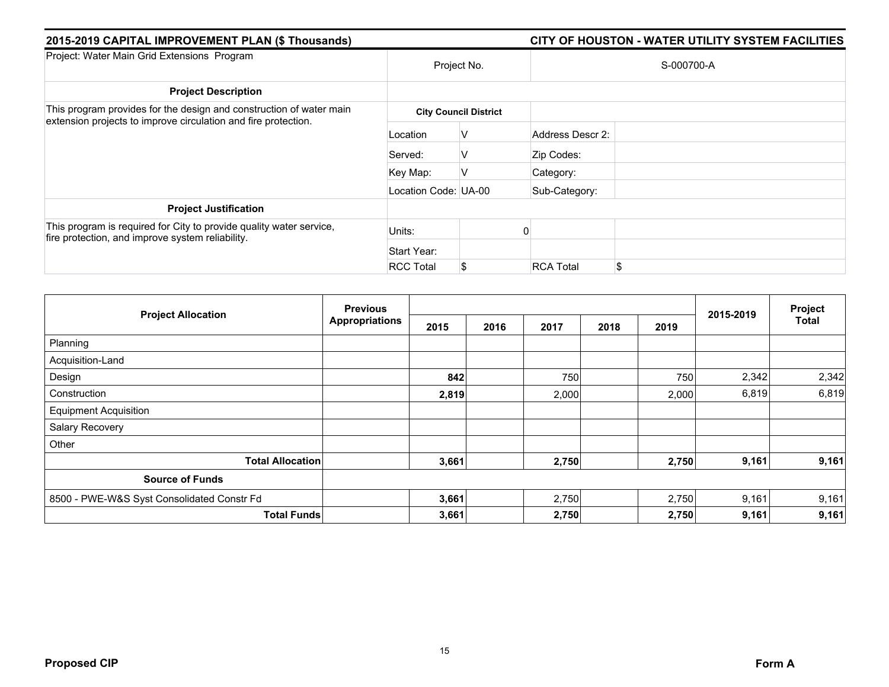## 2015-2019 CAPITAL IMPROVEMENT PLAN ($ Thousands) — CITY OF HOUSTON - WATER UTILITY SYSTEM FACILITIES

| Project: Water Main Grid Extensions Program | Project No. | | S-000700-A | |
|---|---|---|---|---|
| **Project Description** | | | | |
| This program provides for the design and construction of water main extension projects to improve circulation and fire protection. | **City Council District** | | | |
| | Location | V | Address Descr 2: | |
| | Served: | V | Zip Codes: | |
| | Key Map: | V | Category: | |
| | Location Code: | UA-00 | Sub-Category: | |
| **Project Justification** | | | | |
| This program is required for City to provide quality water service, fire protection, and improve system reliability. | Units: | 0 | | |
| | Start Year: | | | |
| | RCC Total | $ | RCA Total | $ |

| Project Allocation | Previous Appropriations | 2015 | 2016 | 2017 | 2018 | 2019 | 2015-2019 | Project Total |
|---|---|---|---|---|---|---|---|---|
| Planning | | | | | | | | |
| Acquisition-Land | | | | | | | | |
| Design | | **842** | | 750 | | 750 | 2,342 | 2,342 |
| Construction | | **2,819** | | 2,000 | | 2,000 | 6,819 | 6,819 |
| Equipment Acquisition | | | | | | | | |
| Salary Recovery | | | | | | | | |
| Other | | | | | | | | |
| **Total Allocation** | | **3,661** | | **2,750** | | **2,750** | **9,161** | **9,161** |
| **Source of Funds** | | | | | | | | |
| 8500 - PWE-W&S Syst Consolidated Constr Fd | | **3,661** | | 2,750 | | 2,750 | 9,161 | 9,161 |
| **Total Funds** | | **3,661** | | **2,750** | | **2,750** | **9,161** | **9,161** |

**Proposed CIP** — **Form A**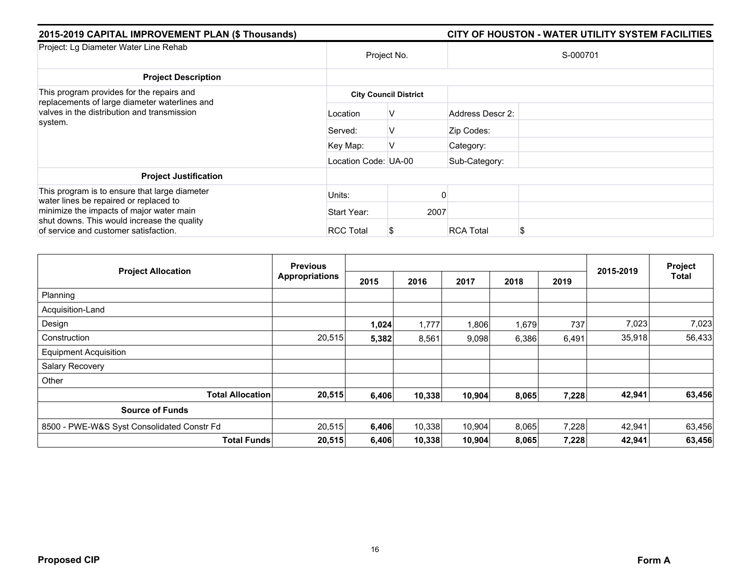## 2015-2019 CAPITAL IMPROVEMENT PLAN ($ Thousands) — CITY OF HOUSTON - WATER UTILITY SYSTEM FACILITIES

| Project: Lg Diameter Water Line Rehab | Project No. | | S-000701 | |
|---|---|---|---|---|
| **Project Description** | | | | |
| This program provides for the repairs and replacements of large diameter waterlines and valves in the distribution and transmission system. | **City Council District** | | | |
| | Location | V | Address Descr 2: | |
| | Served: | V | Zip Codes: | |
| | Key Map: | V | Category: | |
| | Location Code: | UA-00 | Sub-Category: | |
| **Project Justification** | | | | |
| This program is to ensure that large diameter water lines be repaired or replaced to minimize the impacts of major water main shut downs. This would increase the quality of service and customer satisfaction. | Units: | 0 | | |
| | Start Year: | 2007 | | |
| | RCC Total | $ | RCA Total | $ |

| Project Allocation | Previous Appropriations | 2015 | 2016 | 2017 | 2018 | 2019 | 2015-2019 | Project Total |
|---|---|---|---|---|---|---|---|---|
| Planning | | | | | | | | |
| Acquisition-Land | | | | | | | | |
| Design | | **1,024** | 1,777 | 1,806 | 1,679 | 737 | 7,023 | 7,023 |
| Construction | 20,515 | **5,382** | 8,561 | 9,098 | 6,386 | 6,491 | 35,918 | 56,433 |
| Equipment Acquisition | | | | | | | | |
| Salary Recovery | | | | | | | | |
| Other | | | | | | | | |
| **Total Allocation** | **20,515** | **6,406** | **10,338** | **10,904** | **8,065** | **7,228** | **42,941** | **63,456** |
| **Source of Funds** | | | | | | | | |
| 8500 - PWE-W&S Syst Consolidated Constr Fd | 20,515 | **6,406** | 10,338 | 10,904 | 8,065 | 7,228 | 42,941 | 63,456 |
| **Total Funds** | **20,515** | **6,406** | **10,338** | **10,904** | **8,065** | **7,228** | **42,941** | **63,456** |

**Proposed CIP** **Form A**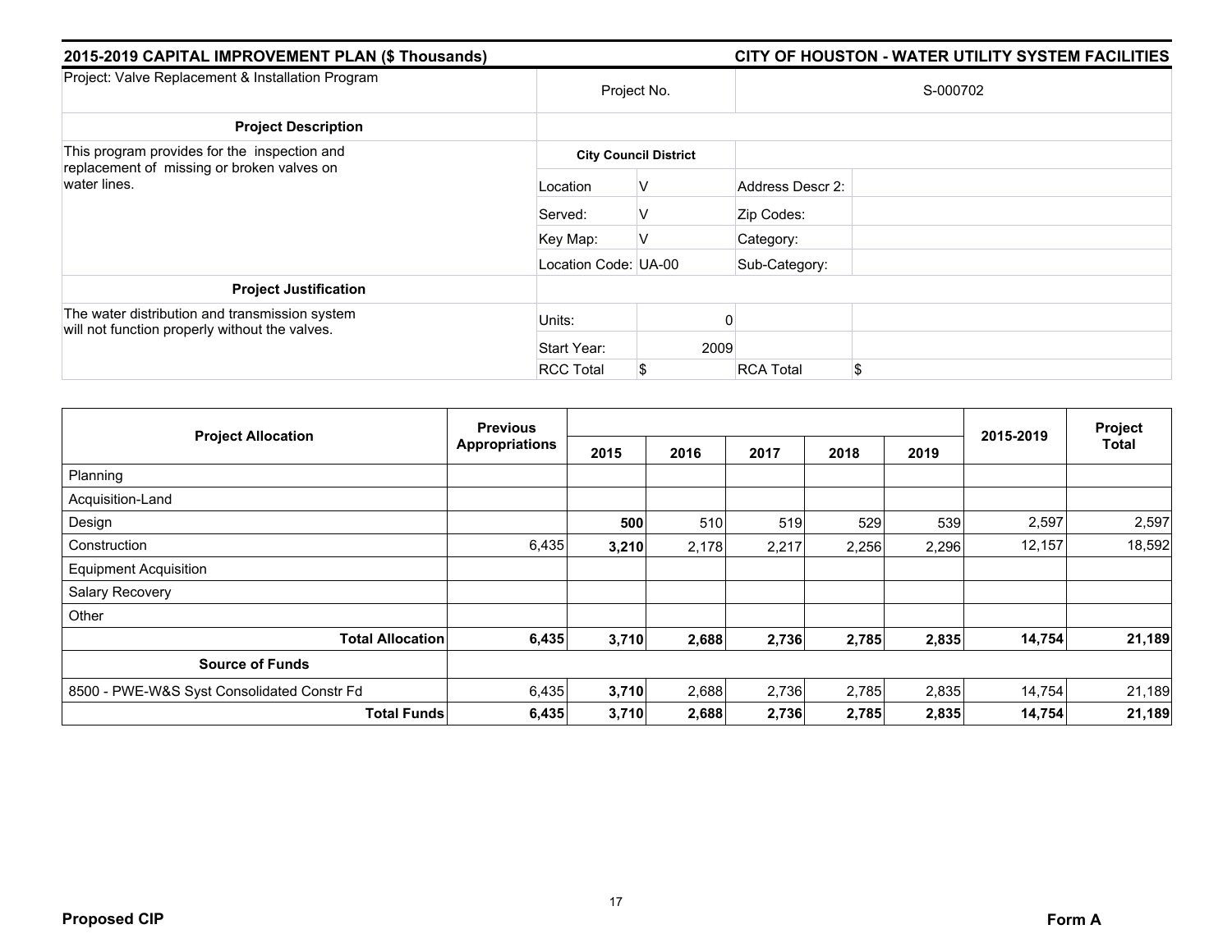## 2015-2019 CAPITAL IMPROVEMENT PLAN ($ Thousands)

## CITY OF HOUSTON - WATER UTILITY SYSTEM FACILITIES

| Project: Valve Replacement & Installation Program | Project No. | | S-000702 | |
|---|---|---|---|---|
| **Project Description** | | | | |
| This program provides for the inspection and replacement of missing or broken valves on water lines. | **City Council District** | | | |
| | Location | V | Address Descr 2: | |
| | Served: | V | Zip Codes: | |
| | Key Map: | V | Category: | |
| | Location Code: | UA-00 | Sub-Category: | |
| **Project Justification** | | | | |
| The water distribution and transmission system will not function properly without the valves. | Units: | 0 | | |
| | Start Year: | 2009 | | |
| | RCC Total | $ | RCA Total | $ |

| Project Allocation | Previous Appropriations | 2015 | 2016 | 2017 | 2018 | 2019 | 2015-2019 | Project Total |
|---|---|---|---|---|---|---|---|---|
| Planning | | | | | | | | |
| Acquisition-Land | | | | | | | | |
| Design | | **500** | 510 | 519 | 529 | 539 | 2,597 | 2,597 |
| Construction | 6,435 | **3,210** | 2,178 | 2,217 | 2,256 | 2,296 | 12,157 | 18,592 |
| Equipment Acquisition | | | | | | | | |
| Salary Recovery | | | | | | | | |
| Other | | | | | | | | |
| **Total Allocation** | **6,435** | **3,710** | **2,688** | **2,736** | **2,785** | **2,835** | **14,754** | **21,189** |
| **Source of Funds** | | | | | | | | |
| 8500 - PWE-W&S Syst Consolidated Constr Fd | 6,435 | **3,710** | 2,688 | 2,736 | 2,785 | 2,835 | 14,754 | 21,189 |
| **Total Funds** | **6,435** | **3,710** | **2,688** | **2,736** | **2,785** | **2,835** | **14,754** | **21,189** |

**Proposed CIP** **Form A**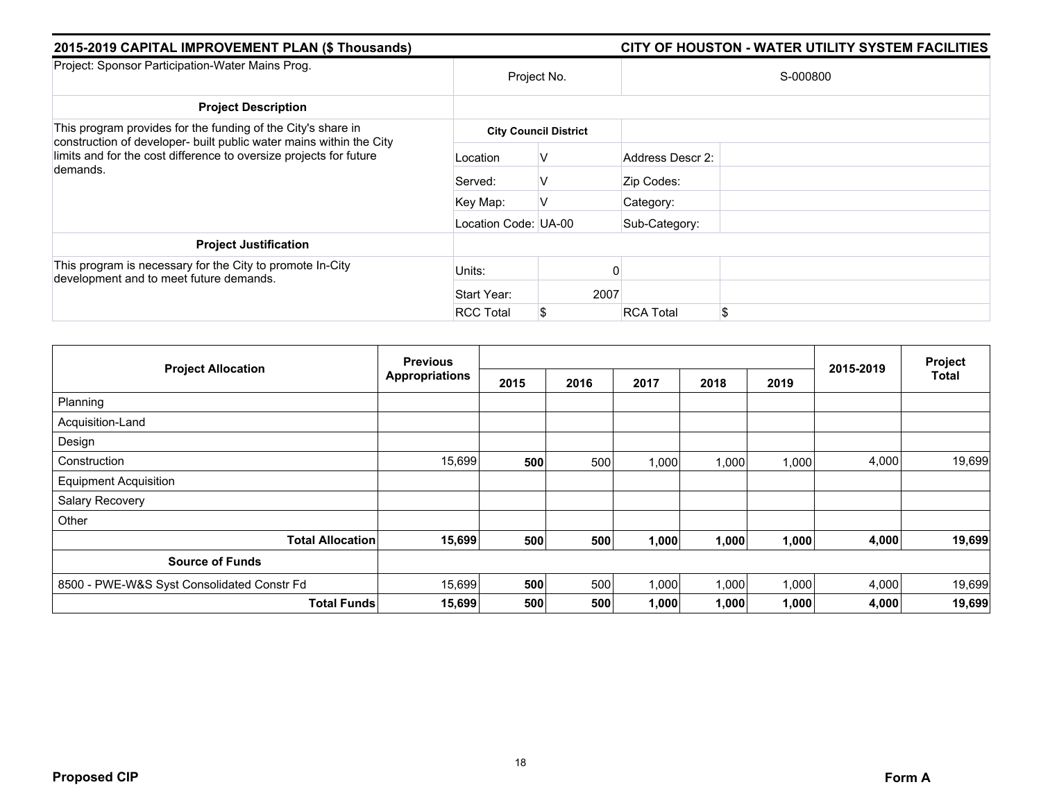**2015-2019 CAPITAL IMPROVEMENT PLAN ($ Thousands)** | **CITY OF HOUSTON - WATER UTILITY SYSTEM FACILITIES**

| Project: Sponsor Participation-Water Mains Prog. | Project No. | | S-000800 | |
|---|---|---|---|---|
| **Project Description** | | | | |
| This program provides for the funding of the City's share in construction of developer- built public water mains within the City limits and for the cost difference to oversize projects for future demands. | **City Council District** | | | |
| | Location | V | Address Descr 2: | |
| | Served: | V | Zip Codes: | |
| | Key Map: | V | Category: | |
| | Location Code: | UA-00 | Sub-Category: | |
| **Project Justification** | | | | |
| This program is necessary for the City to promote In-City development and to meet future demands. | Units: | 0 | | |
| | Start Year: | 2007 | | |
| | RCC Total | $ | RCA Total | $ |

| Project Allocation | Previous Appropriations | 2015 | 2016 | 2017 | 2018 | 2019 | 2015-2019 | Project Total |
|---|---|---|---|---|---|---|---|---|
| Planning | | | | | | | | |
| Acquisition-Land | | | | | | | | |
| Design | | | | | | | | |
| Construction | 15,699 | **500** | 500 | 1,000 | 1,000 | 1,000 | 4,000 | 19,699 |
| Equipment Acquisition | | | | | | | | |
| Salary Recovery | | | | | | | | |
| Other | | | | | | | | |
| **Total Allocation** | **15,699** | **500** | **500** | **1,000** | **1,000** | **1,000** | **4,000** | **19,699** |
| **Source of Funds** | | | | | | | | |
| 8500 - PWE-W&S Syst Consolidated Constr Fd | 15,699 | **500** | 500 | 1,000 | 1,000 | 1,000 | 4,000 | 19,699 |
| **Total Funds** | **15,699** | **500** | **500** | **1,000** | **1,000** | **1,000** | **4,000** | **19,699** |

**Proposed CIP** | **Form A**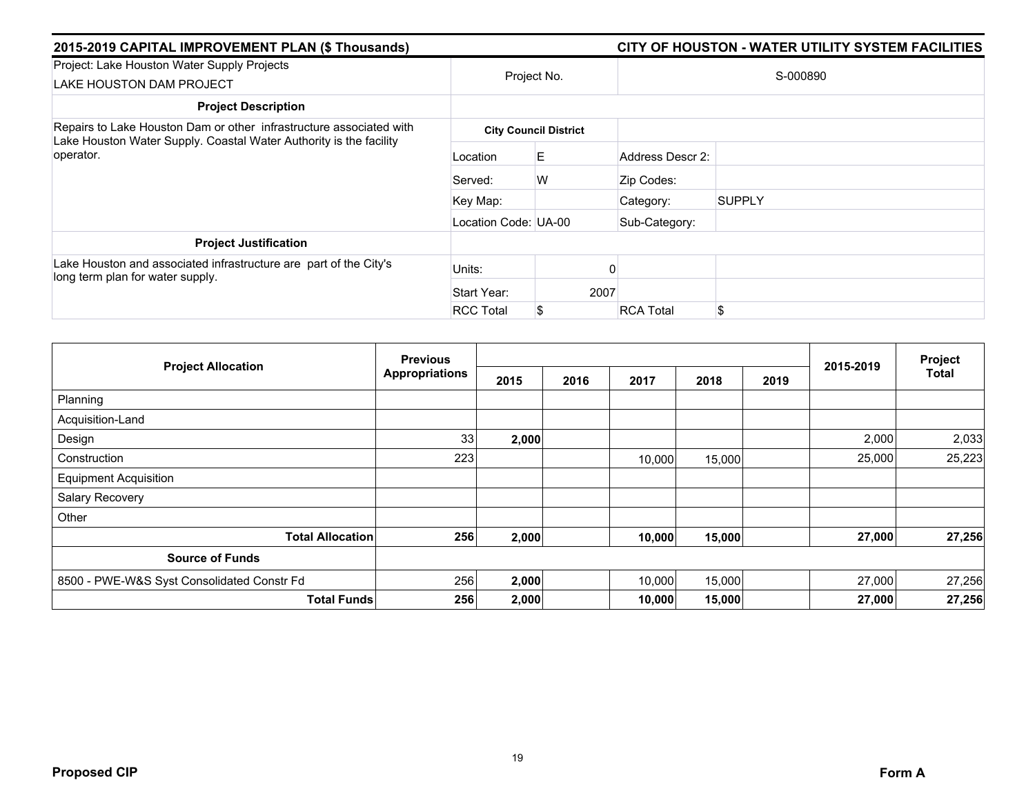## 2015-2019 CAPITAL IMPROVEMENT PLAN ($ Thousands) — CITY OF HOUSTON - WATER UTILITY SYSTEM FACILITIES

| Project: Lake Houston Water Supply Projects<br>LAKE HOUSTON DAM PROJECT | Project No. | | S-000890 | |
|---|---|---|---|---|
| **Project Description** | | | | |
| Repairs to Lake Houston Dam or other infrastructure associated with Lake Houston Water Supply. Coastal Water Authority is the facility operator. | **City Council District** | | | |
| | Location | E | Address Descr 2: | |
| | Served: | W | Zip Codes: | |
| | Key Map: | | Category: | SUPPLY |
| | Location Code: | UA-00 | Sub-Category: | |
| **Project Justification** | | | | |
| Lake Houston and associated infrastructure are part of the City's long term plan for water supply. | Units: | 0 | | |
| | Start Year: | 2007 | | |
| | RCC Total | $ | RCA Total | $ |

| Project Allocation | Previous Appropriations | 2015 | 2016 | 2017 | 2018 | 2019 | 2015-2019 | Project Total |
|---|---|---|---|---|---|---|---|---|
| Planning | | | | | | | | |
| Acquisition-Land | | | | | | | | |
| Design | 33 | **2,000** | | | | | 2,000 | 2,033 |
| Construction | 223 | | | 10,000 | 15,000 | | 25,000 | 25,223 |
| Equipment Acquisition | | | | | | | | |
| Salary Recovery | | | | | | | | |
| Other | | | | | | | | |
| **Total Allocation** | **256** | **2,000** | | **10,000** | **15,000** | | **27,000** | **27,256** |
| **Source of Funds** | | | | | | | | |
| 8500 - PWE-W&S Syst Consolidated Constr Fd | 256 | **2,000** | | 10,000 | 15,000 | | 27,000 | 27,256 |
| **Total Funds** | **256** | **2,000** | | **10,000** | **15,000** | | **27,000** | **27,256** |

**Proposed CIP** — **Form A**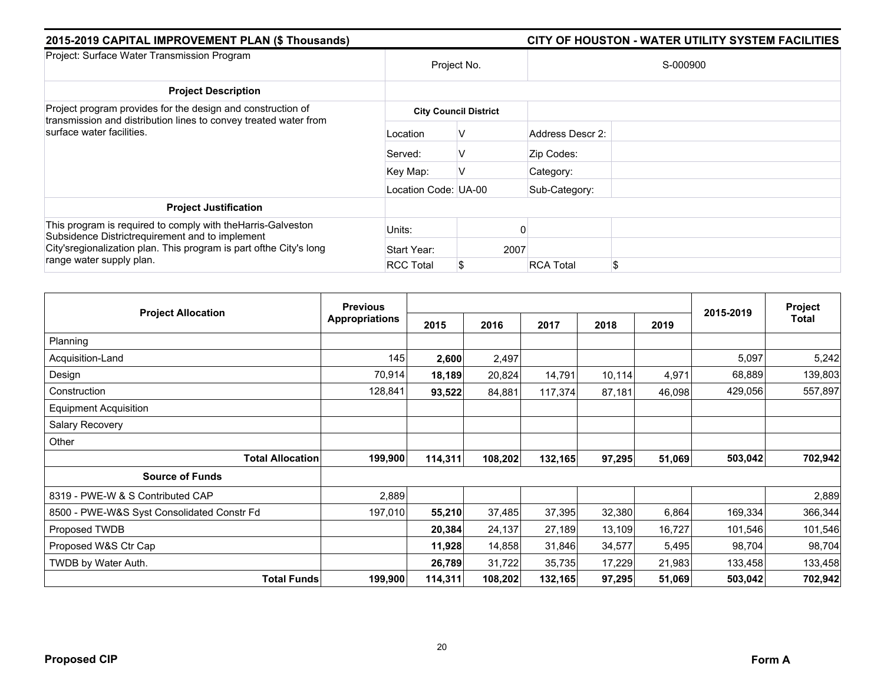## 2015-2019 CAPITAL IMPROVEMENT PLAN ($ Thousands)

## CITY OF HOUSTON - WATER UTILITY SYSTEM FACILITIES

| Project: Surface Water Transmission Program | Project No. | | S-000900 | |
|---|---|---|---|---|
| **Project Description** | | | | |
| Project program provides for the design and construction of transmission and distribution lines to convey treated water from surface water facilities. | **City Council District** | | | |
| | Location | V | Address Descr 2: | |
| | Served: | V | Zip Codes: | |
| | Key Map: | V | Category: | |
| | Location Code: | UA-00 | Sub-Category: | |
| **Project Justification** | | | | |
| This program is required to comply with theHarris-Galveston Subsidence Districtrequirement and to implement City'sregionalization plan. This program is part ofthe City's long range water supply plan. | Units: | 0 | | |
| | Start Year: | 2007 | | |
| | RCC Total | $ | RCA Total | $ |

| Project Allocation | Previous Appropriations | 2015 | 2016 | 2017 | 2018 | 2019 | 2015-2019 | Project Total |
|---|---|---|---|---|---|---|---|---|
| Planning | | | | | | | | |
| Acquisition-Land | 145 | **2,600** | 2,497 | | | | 5,097 | 5,242 |
| Design | 70,914 | **18,189** | 20,824 | 14,791 | 10,114 | 4,971 | 68,889 | 139,803 |
| Construction | 128,841 | **93,522** | 84,881 | 117,374 | 87,181 | 46,098 | 429,056 | 557,897 |
| Equipment Acquisition | | | | | | | | |
| Salary Recovery | | | | | | | | |
| Other | | | | | | | | |
| **Total Allocation** | **199,900** | **114,311** | **108,202** | **132,165** | **97,295** | **51,069** | **503,042** | **702,942** |
| **Source of Funds** | | | | | | | | |
| 8319 - PWE-W & S Contributed CAP | 2,889 | | | | | | | 2,889 |
| 8500 - PWE-W&S Syst Consolidated Constr Fd | 197,010 | **55,210** | 37,485 | 37,395 | 32,380 | 6,864 | 169,334 | 366,344 |
| Proposed TWDB | | **20,384** | 24,137 | 27,189 | 13,109 | 16,727 | 101,546 | 101,546 |
| Proposed W&S Ctr Cap | | **11,928** | 14,858 | 31,846 | 34,577 | 5,495 | 98,704 | 98,704 |
| TWDB by Water Auth. | | **26,789** | 31,722 | 35,735 | 17,229 | 21,983 | 133,458 | 133,458 |
| **Total Funds** | **199,900** | **114,311** | **108,202** | **132,165** | **97,295** | **51,069** | **503,042** | **702,942** |

**Proposed CIP** **Form A**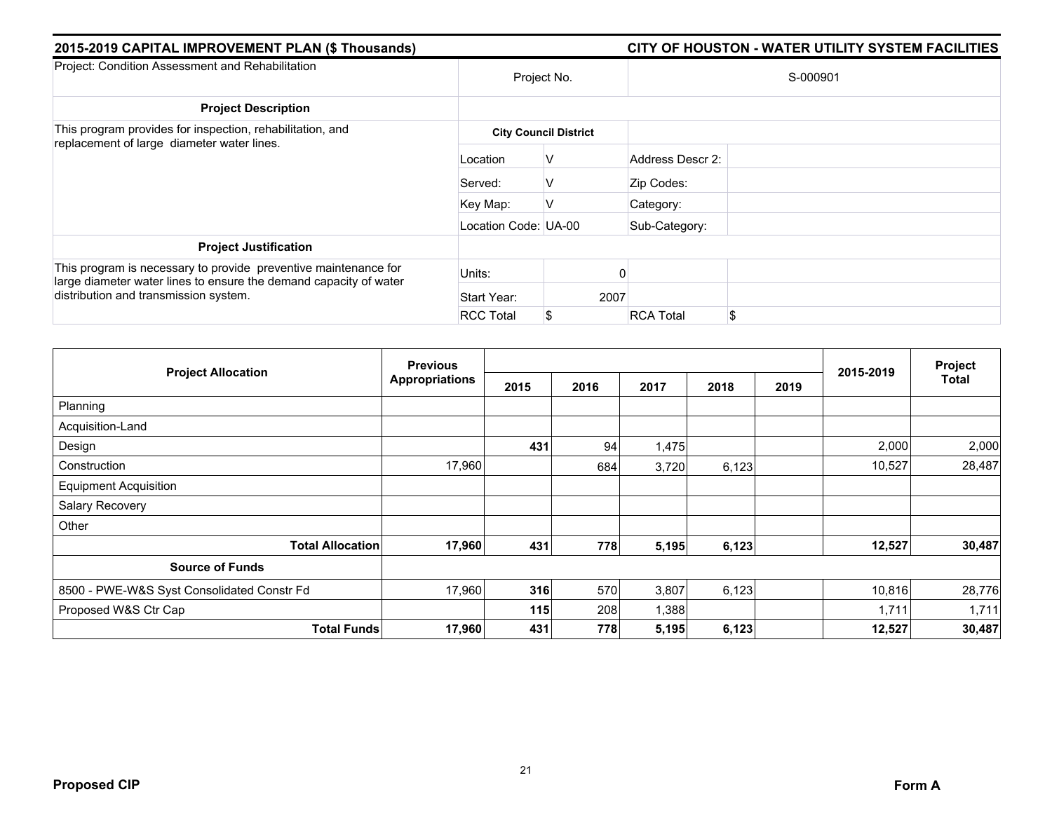## 2015-2019 CAPITAL IMPROVEMENT PLAN ($ Thousands) — CITY OF HOUSTON - WATER UTILITY SYSTEM FACILITIES

| Project: Condition Assessment and Rehabilitation | Project No. | | S-000901 | |
|---|---|---|---|---|
| **Project Description** | | | | |
| This program provides for inspection, rehabilitation, and replacement of large diameter water lines. | **City Council District** | | | |
| | Location | V | Address Descr 2: | |
| | Served: | V | Zip Codes: | |
| | Key Map: | V | Category: | |
| | Location Code: | UA-00 | Sub-Category: | |
| **Project Justification** | | | | |
| This program is necessary to provide preventive maintenance for large diameter water lines to ensure the demand capacity of water distribution and transmission system. | Units: | 0 | | |
| | Start Year: | 2007 | | |
| | RCC Total | $ | RCA Total | $ |

| Project Allocation | Previous Appropriations | 2015 | 2016 | 2017 | 2018 | 2019 | 2015-2019 | Project Total |
|---|---|---|---|---|---|---|---|---|
| Planning | | | | | | | | |
| Acquisition-Land | | | | | | | | |
| Design | | **431** | 94 | 1,475 | | | 2,000 | 2,000 |
| Construction | 17,960 | | 684 | 3,720 | 6,123 | | 10,527 | 28,487 |
| Equipment Acquisition | | | | | | | | |
| Salary Recovery | | | | | | | | |
| Other | | | | | | | | |
| **Total Allocation** | **17,960** | **431** | **778** | **5,195** | **6,123** | | **12,527** | **30,487** |
| **Source of Funds** | | | | | | | | |
| 8500 - PWE-W&S Syst Consolidated Constr Fd | 17,960 | **316** | 570 | 3,807 | 6,123 | | 10,816 | 28,776 |
| Proposed W&S Ctr Cap | | **115** | 208 | 1,388 | | | 1,711 | 1,711 |
| **Total Funds** | **17,960** | **431** | **778** | **5,195** | **6,123** | | **12,527** | **30,487** |

Proposed CIP — Form A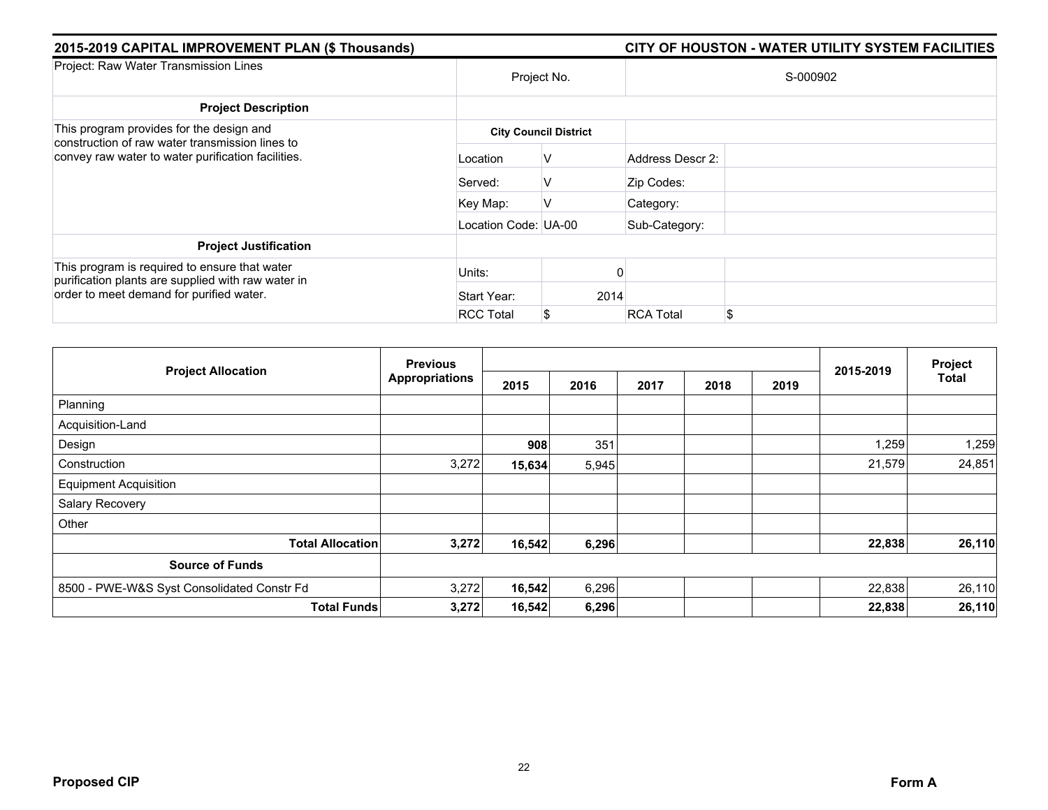## 2015-2019 CAPITAL IMPROVEMENT PLAN ($ Thousands)

## CITY OF HOUSTON - WATER UTILITY SYSTEM FACILITIES

| Project: Raw Water Transmission Lines | Project No. | | S-000902 | |
|---|---|---|---|---|
| **Project Description** | | | | |
| This program provides for the design and construction of raw water transmission lines to convey raw water to water purification facilities. | **City Council District** | | | |
| | Location | V | Address Descr 2: | |
| | Served: | V | Zip Codes: | |
| | Key Map: | V | Category: | |
| | Location Code: | UA-00 | Sub-Category: | |
| **Project Justification** | | | | |
| This program is required to ensure that water purification plants are supplied with raw water in order to meet demand for purified water. | Units: | 0 | | |
| | Start Year: | 2014 | | |
| | RCC Total | $ | RCA Total | $ |

| Project Allocation | Previous Appropriations | 2015 | 2016 | 2017 | 2018 | 2019 | 2015-2019 | Project Total |
|---|---|---|---|---|---|---|---|---|
| Planning | | | | | | | | |
| Acquisition-Land | | | | | | | | |
| Design | | **908** | 351 | | | | 1,259 | 1,259 |
| Construction | 3,272 | **15,634** | 5,945 | | | | 21,579 | 24,851 |
| Equipment Acquisition | | | | | | | | |
| Salary Recovery | | | | | | | | |
| Other | | | | | | | | |
| **Total Allocation** | **3,272** | **16,542** | **6,296** | | | | **22,838** | **26,110** |
| **Source of Funds** | | | | | | | | |
| 8500 - PWE-W&S Syst Consolidated Constr Fd | 3,272 | **16,542** | 6,296 | | | | 22,838 | 26,110 |
| **Total Funds** | **3,272** | **16,542** | **6,296** | | | | **22,838** | **26,110** |

**Proposed CIP** **Form A**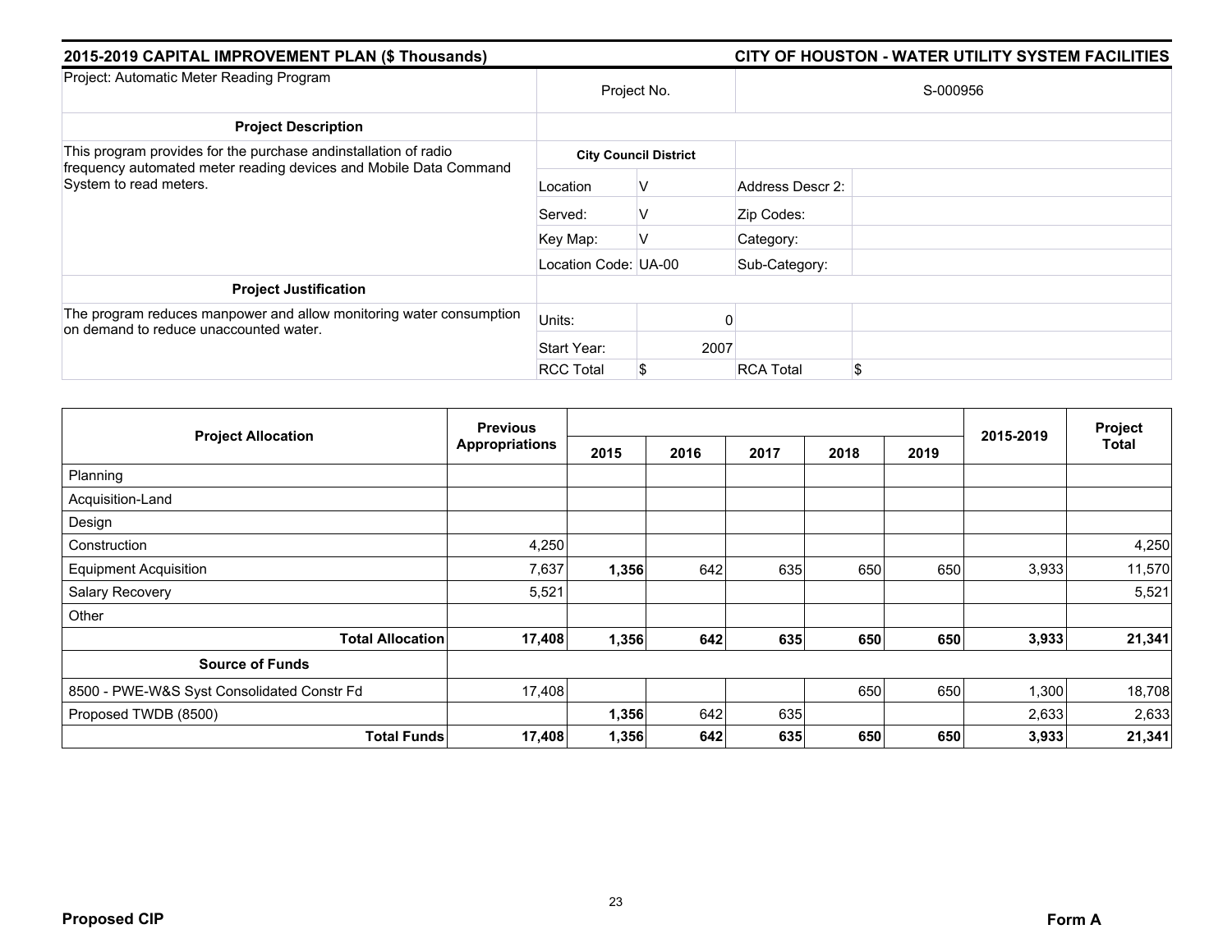## 2015-2019 CAPITAL IMPROVEMENT PLAN ($ Thousands) — CITY OF HOUSTON - WATER UTILITY SYSTEM FACILITIES

| Project: Automatic Meter Reading Program | Project No. | | S-000956 | |
|---|---|---|---|---|
| **Project Description** | | | | |
| This program provides for the purchase andinstallation of radio frequency automated meter reading devices and Mobile Data Command System to read meters. | **City Council District** | | | |
| | Location | V | Address Descr 2: | |
| | Served: | V | Zip Codes: | |
| | Key Map: | V | Category: | |
| | Location Code: | UA-00 | Sub-Category: | |
| **Project Justification** | | | | |
| The program reduces manpower and allow monitoring water consumption on demand to reduce unaccounted water. | Units: | 0 | | |
| | Start Year: | 2007 | | |
| | RCC Total | $ | RCA Total | $ |

| Project Allocation | Previous Appropriations | 2015 | 2016 | 2017 | 2018 | 2019 | 2015-2019 | Project Total |
|---|---|---|---|---|---|---|---|---|
| Planning | | | | | | | | |
| Acquisition-Land | | | | | | | | |
| Design | | | | | | | | |
| Construction | 4,250 | | | | | | | 4,250 |
| Equipment Acquisition | 7,637 | **1,356** | 642 | 635 | 650 | 650 | 3,933 | 11,570 |
| Salary Recovery | 5,521 | | | | | | | 5,521 |
| Other | | | | | | | | |
| **Total Allocation** | **17,408** | **1,356** | **642** | **635** | **650** | **650** | **3,933** | **21,341** |
| **Source of Funds** | | | | | | | | |
| 8500 - PWE-W&S Syst Consolidated Constr Fd | 17,408 | | | | 650 | 650 | 1,300 | 18,708 |
| Proposed TWDB (8500) | | **1,356** | 642 | 635 | | | 2,633 | 2,633 |
| **Total Funds** | **17,408** | **1,356** | **642** | **635** | **650** | **650** | **3,933** | **21,341** |

**Proposed CIP** — **Form A**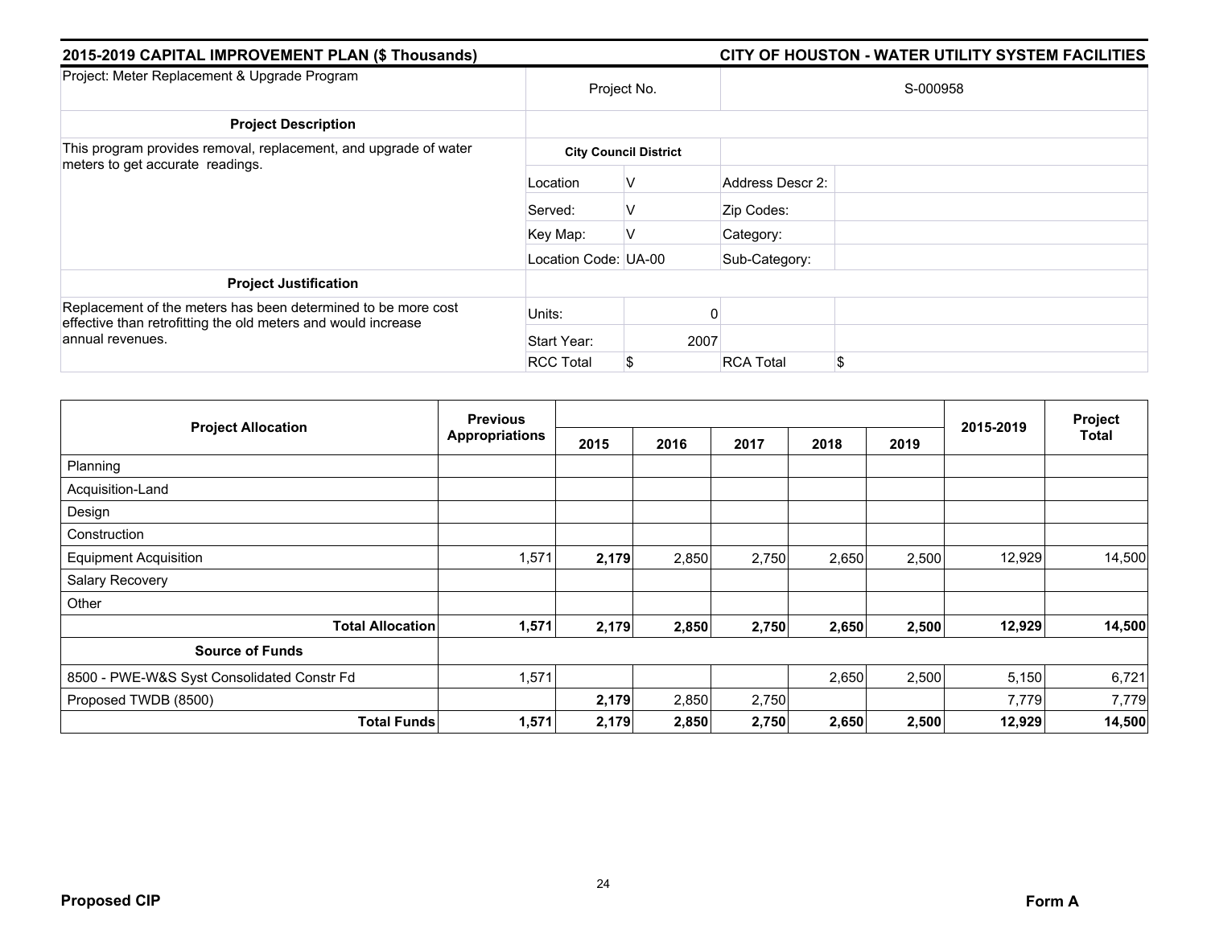## 2015-2019 CAPITAL IMPROVEMENT PLAN ($ Thousands) — CITY OF HOUSTON - WATER UTILITY SYSTEM FACILITIES

| Project: Meter Replacement & Upgrade Program | Project No. | | S-000958 | |
|---|---|---|---|---|
| **Project Description** | | | | |
| This program provides removal, replacement, and upgrade of water meters to get accurate readings. | **City Council District** | | | |
| | Location | V | Address Descr 2: | |
| | Served: | V | Zip Codes: | |
| | Key Map: | V | Category: | |
| | Location Code: | UA-00 | Sub-Category: | |
| **Project Justification** | | | | |
| Replacement of the meters has been determined to be more cost effective than retrofitting the old meters and would increase annual revenues. | Units: | 0 | | |
| | Start Year: | 2007 | | |
| | RCC Total | $ | RCA Total | $ |

| Project Allocation | Previous Appropriations | 2015 | 2016 | 2017 | 2018 | 2019 | 2015-2019 | Project Total |
|---|---|---|---|---|---|---|---|---|
| Planning | | | | | | | | |
| Acquisition-Land | | | | | | | | |
| Design | | | | | | | | |
| Construction | | | | | | | | |
| Equipment Acquisition | 1,571 | **2,179** | 2,850 | 2,750 | 2,650 | 2,500 | 12,929 | 14,500 |
| Salary Recovery | | | | | | | | |
| Other | | | | | | | | |
| **Total Allocation** | **1,571** | **2,179** | **2,850** | **2,750** | **2,650** | **2,500** | **12,929** | **14,500** |
| **Source of Funds** | | | | | | | | |
| 8500 - PWE-W&S Syst Consolidated Constr Fd | 1,571 | | | | 2,650 | 2,500 | 5,150 | 6,721 |
| Proposed TWDB (8500) | | **2,179** | 2,850 | 2,750 | | | 7,779 | 7,779 |
| **Total Funds** | **1,571** | **2,179** | **2,850** | **2,750** | **2,650** | **2,500** | **12,929** | **14,500** |

**Proposed CIP** — **Form A**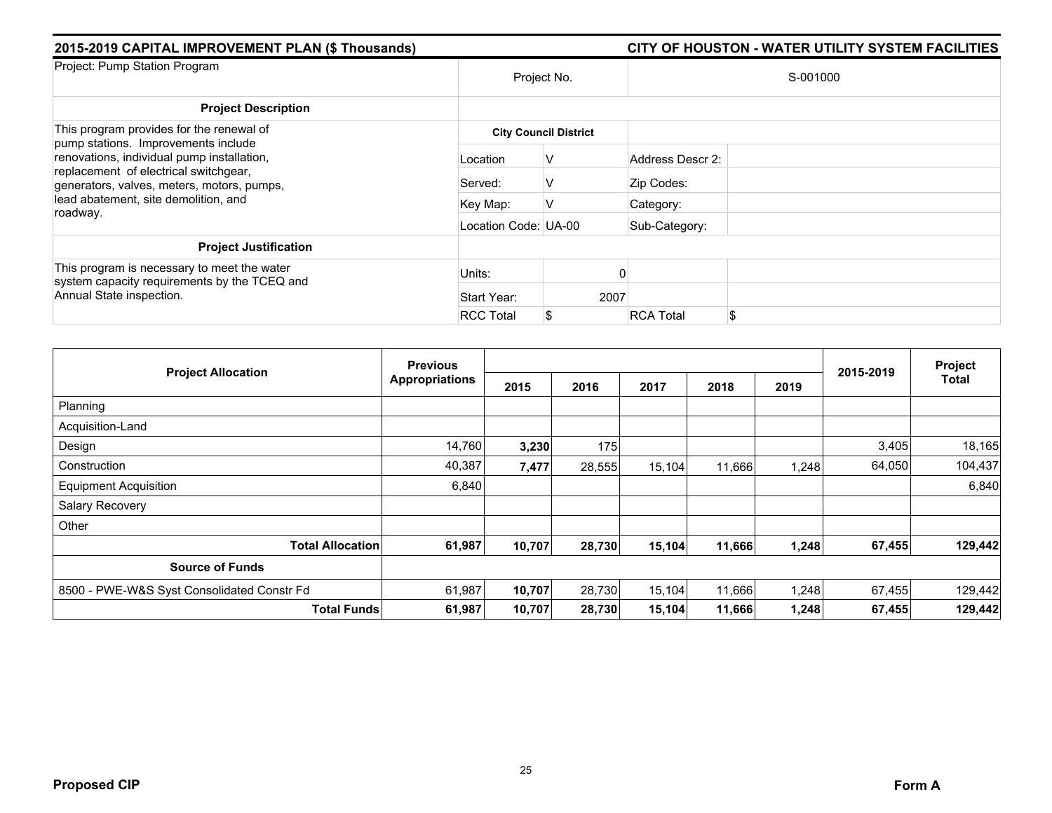## 2015-2019 CAPITAL IMPROVEMENT PLAN ($ Thousands) — CITY OF HOUSTON - WATER UTILITY SYSTEM FACILITIES

| Project: Pump Station Program | Project No. | | S-001000 | |
|---|---|---|---|---|
| **Project Description** | | | | |
| This program provides for the renewal of pump stations. Improvements include renovations, individual pump installation, replacement of electrical switchgear, generators, valves, meters, motors, pumps, lead abatement, site demolition, and roadway. | **City Council District** | | | |
| | Location | V | Address Descr 2: | |
| | Served: | V | Zip Codes: | |
| | Key Map: | V | Category: | |
| | Location Code: UA-00 | | Sub-Category: | |
| **Project Justification** | | | | |
| This program is necessary to meet the water system capacity requirements by the TCEQ and Annual State inspection. | Units: | 0 | | |
| | Start Year: | 2007 | | |
| | RCC Total | $ | RCA Total | $ |

| Project Allocation | Previous Appropriations | 2015 | 2016 | 2017 | 2018 | 2019 | 2015-2019 | Project Total |
|---|---|---|---|---|---|---|---|---|
| Planning | | | | | | | | |
| Acquisition-Land | | | | | | | | |
| Design | 14,760 | **3,230** | 175 | | | | 3,405 | 18,165 |
| Construction | 40,387 | **7,477** | 28,555 | 15,104 | 11,666 | 1,248 | 64,050 | 104,437 |
| Equipment Acquisition | 6,840 | | | | | | | 6,840 |
| Salary Recovery | | | | | | | | |
| Other | | | | | | | | |
| **Total Allocation** | **61,987** | **10,707** | **28,730** | **15,104** | **11,666** | **1,248** | **67,455** | **129,442** |
| **Source of Funds** | | | | | | | | |
| 8500 - PWE-W&S Syst Consolidated Constr Fd | 61,987 | **10,707** | 28,730 | 15,104 | 11,666 | 1,248 | 67,455 | 129,442 |
| **Total Funds** | **61,987** | **10,707** | **28,730** | **15,104** | **11,666** | **1,248** | **67,455** | **129,442** |

**Proposed CIP** — **Form A**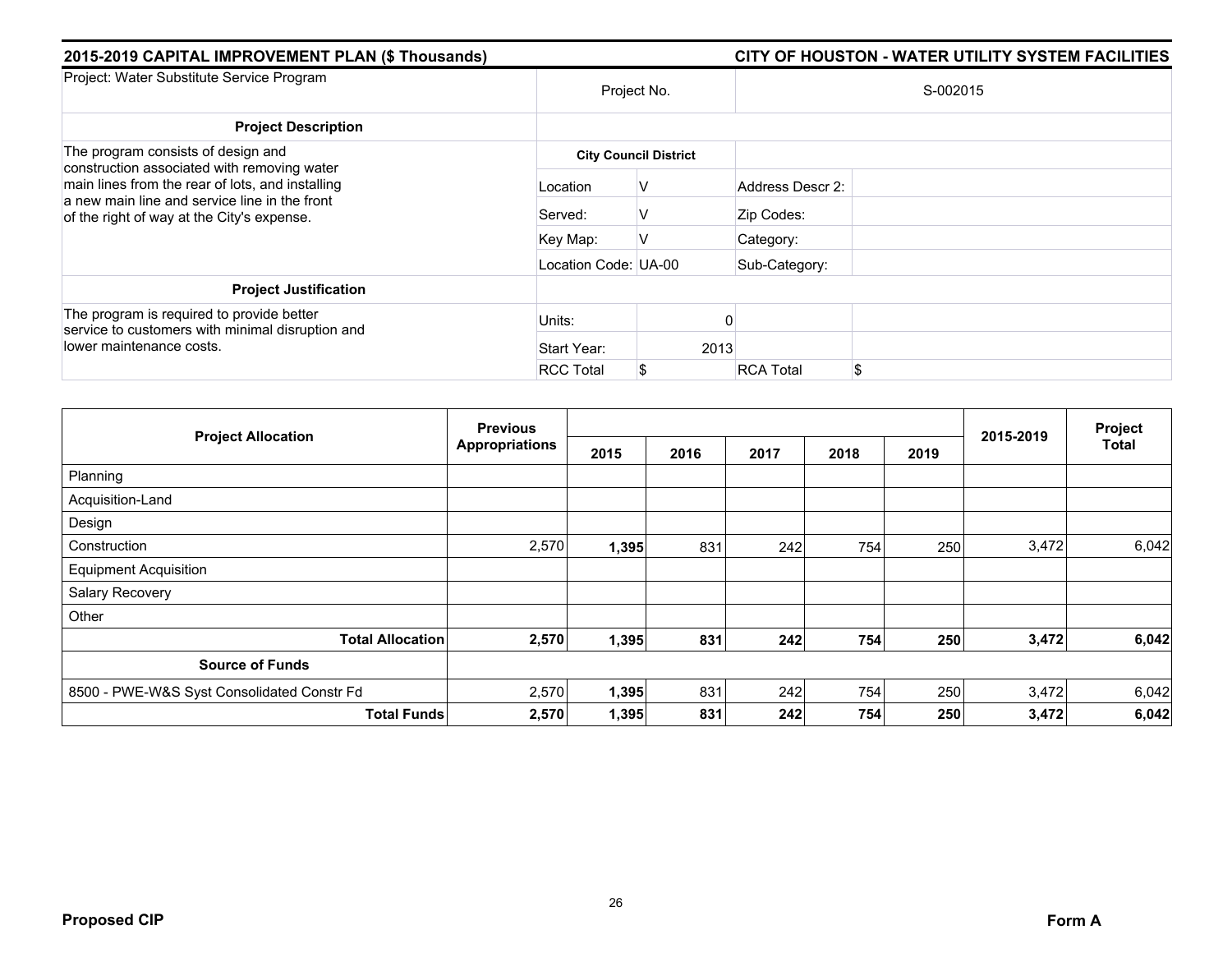**2015-2019 CAPITAL IMPROVEMENT PLAN ($ Thousands)** **CITY OF HOUSTON - WATER UTILITY SYSTEM FACILITIES**

| | | | | |
|---|---|---|---|---|
| Project: Water Substitute Service Program | Project No. | | S-002015 | |
| **Project Description** | | | | |
| The program consists of design and construction associated with removing water main lines from the rear of lots, and installing a new main line and service line in the front of the right of way at the City's expense. | **City Council District** | | | |
| | Location | V | Address Descr 2: | |
| | Served: | V | Zip Codes: | |
| | Key Map: | V | Category: | |
| | Location Code: UA-00 | | Sub-Category: | |
| **Project Justification** | | | | |
| The program is required to provide better service to customers with minimal disruption and lower maintenance costs. | Units: | 0 | | |
| | Start Year: | 2013 | | |
| | RCC Total | $ | RCA Total | $ |

| Project Allocation | Previous Appropriations | 2015 | 2016 | 2017 | 2018 | 2019 | 2015-2019 | Project Total |
|---|---|---|---|---|---|---|---|---|
| Planning | | | | | | | | |
| Acquisition-Land | | | | | | | | |
| Design | | | | | | | | |
| Construction | 2,570 | **1,395** | 831 | 242 | 754 | 250 | 3,472 | 6,042 |
| Equipment Acquisition | | | | | | | | |
| Salary Recovery | | | | | | | | |
| Other | | | | | | | | |
| **Total Allocation** | **2,570** | **1,395** | **831** | **242** | **754** | **250** | **3,472** | **6,042** |
| **Source of Funds** | | | | | | | | |
| 8500 - PWE-W&S Syst Consolidated Constr Fd | 2,570 | **1,395** | 831 | 242 | 754 | 250 | 3,472 | 6,042 |
| **Total Funds** | **2,570** | **1,395** | **831** | **242** | **754** | **250** | **3,472** | **6,042** |

**Proposed CIP** **Form A**